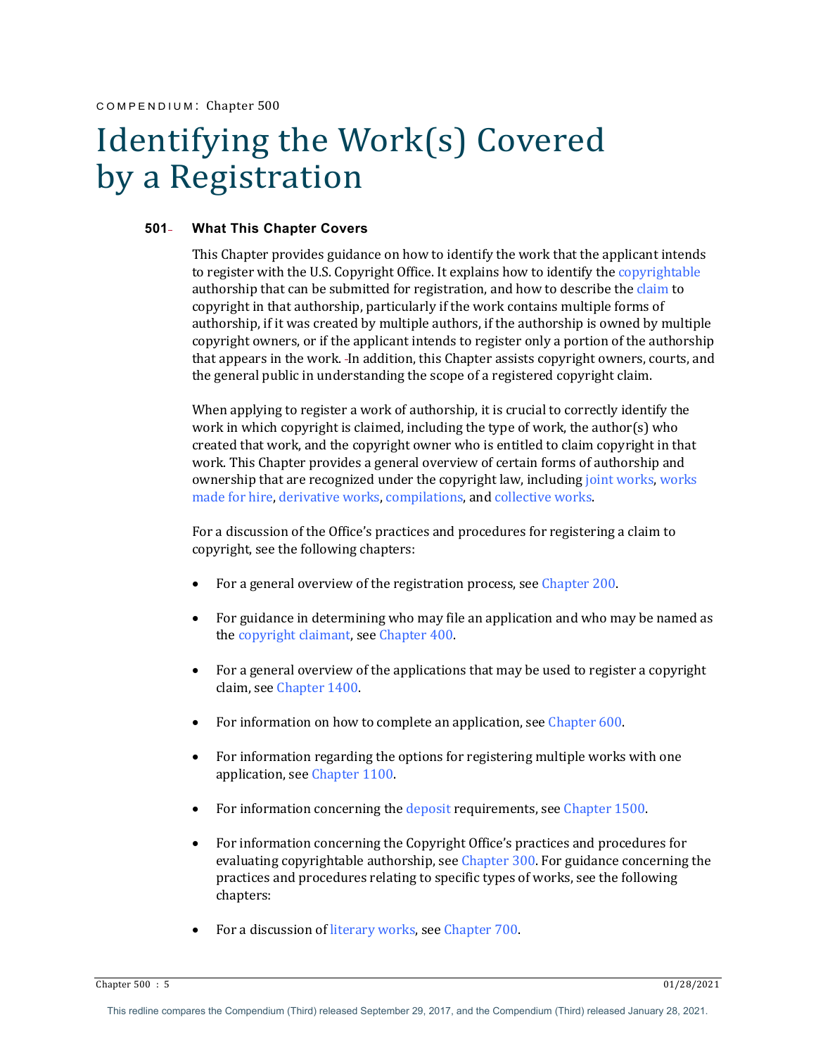COMPENDIUM: Chapter 500

# Identifying the Work(s) Covered by a Registration

## 501 What This Chapter Covers

This Chapter provides guidance on how to identify the work that the applicant intends to register with the U.S. Copyright Office. It explains how to identify the copyrightable authorship that can be submitted for registration, and how to describe the claim to copyright in that authorship, particularly if the work contains multiple forms of authorship, if it was created by multiple authors, if the authorship is owned by multiple copyright owners, or if the applicant intends to register only a portion of the authorship that appears in the work. In addition, this Chapter assists copyright owners, courts, and the general public in understanding the scope of a registered copyright claim.

When applying to register a work of authorship, it is crucial to correctly identify the work in which copyright is claimed, including the type of work, the author(s) who created that work, and the copyright owner who is entitled to claim copyright in that work. This Chapter provides a general overview of certain forms of authorship and ownership that are recognized under the copyright law, including joint works, works made for hire, derivative works, compilations, and collective works.

For a discussion of the Office's practices and procedures for registering a claim to copyright, see the following chapters:

- For a general overview of the registration process, see Chapter 200.
- For guidance in determining who may file an application and who may be named as the copyright claimant, see Chapter 400.
- For a general overview of the applications that may be used to register a copyright claim, see Chapter 1400.
- For information on how to complete an application, see Chapter 600.
- For information regarding the options for registering multiple works with one application, see Chapter 1100.
- For information concerning the deposit requirements, see Chapter 1500.
- For information concerning the Copyright Office's practices and procedures for evaluating copyrightable authorship, see Chapter 300. For guidance concerning the practices and procedures relating to specific types of works, see the following chapters:
- For a discussion of literary works, see Chapter 700.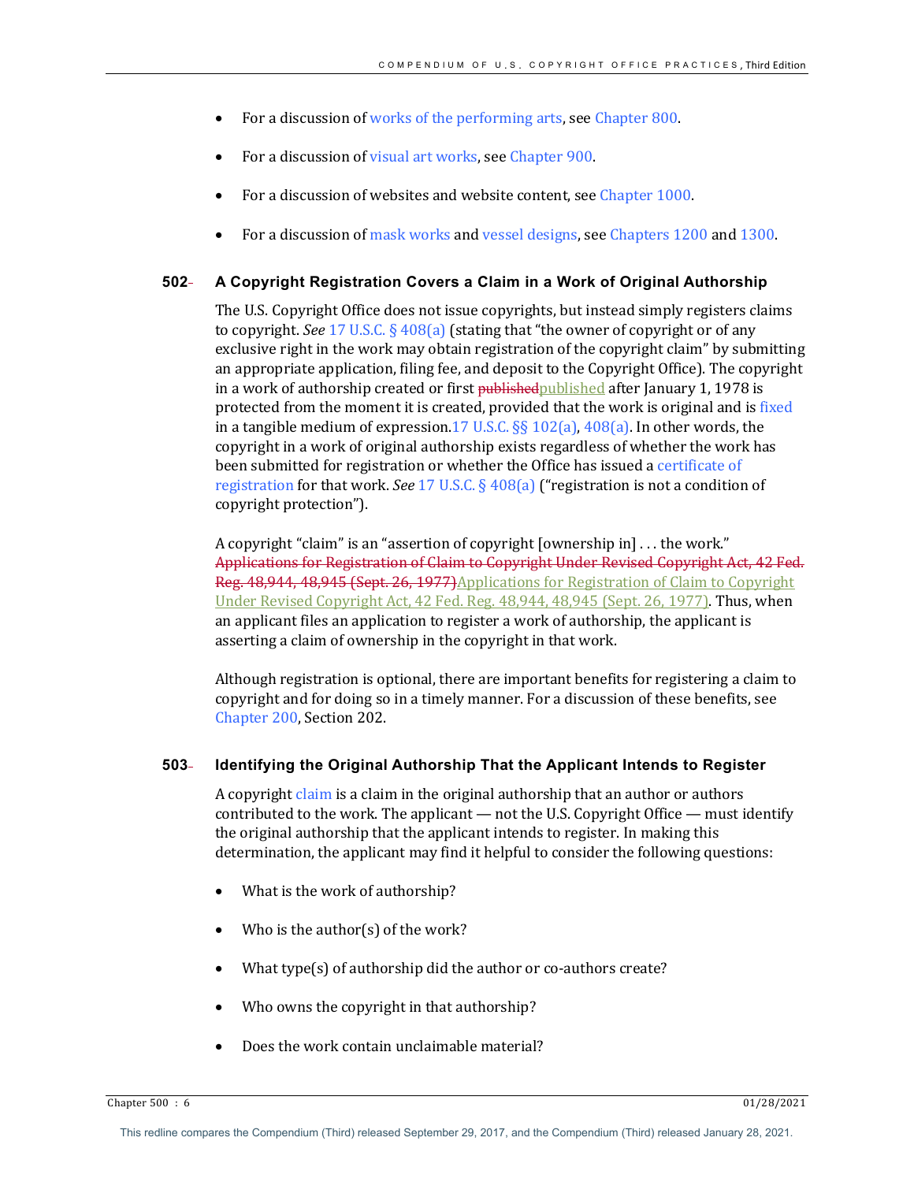- For a discussion of works of the performing arts, see Chapter 800.
- For a discussion of visual art works, see Chapter 900.
- For a discussion of websites and website content, see Chapter 1000.
- For a discussion of mask works and vessel designs, see Chapters 1200 and 1300.

## 502 A Copyright Registration Covers a Claim in a Work of Original Authorship

The U.S. Copyright Office does not issue copyrights, but instead simply registers claims to copyright. *See* 17 U.S.C. § 408(a) (stating that "the owner of copyright or of any exclusive right in the work may obtain registration of the copyright claim" by submitting an appropriate application, filing fee, and deposit to the Copyright Office). The copyright in a work of authorship created or first ~~published~~published after January 1, 1978 is protected from the moment it is created, provided that the work is original and is fixed in a tangible medium of expression.17 U.S.C. §§ 102(a), 408(a). In other words, the copyright in a work of original authorship exists regardless of whether the work has been submitted for registration or whether the Office has issued a certificate of registration for that work. *See* 17 U.S.C. § 408(a) ("registration is not a condition of copyright protection").

A copyright "claim" is an "assertion of copyright [ownership in] . . . the work." ~~Applications for Registration of Claim to Copyright Under Revised Copyright Act, 42 Fed. Reg. 48,944, 48,945 (Sept. 26, 1977)~~Applications for Registration of Claim to Copyright Under Revised Copyright Act, 42 Fed. Reg. 48,944, 48,945 (Sept. 26, 1977). Thus, when an applicant files an application to register a work of authorship, the applicant is asserting a claim of ownership in the copyright in that work.

Although registration is optional, there are important benefits for registering a claim to copyright and for doing so in a timely manner. For a discussion of these benefits, see Chapter 200, Section 202.

## 503 Identifying the Original Authorship That the Applicant Intends to Register

A copyright claim is a claim in the original authorship that an author or authors contributed to the work. The applicant — not the U.S. Copyright Office — must identify the original authorship that the applicant intends to register. In making this determination, the applicant may find it helpful to consider the following questions:

- What is the work of authorship?
- Who is the author(s) of the work?
- What type(s) of authorship did the author or co-authors create?
- Who owns the copyright in that authorship?
- Does the work contain unclaimable material?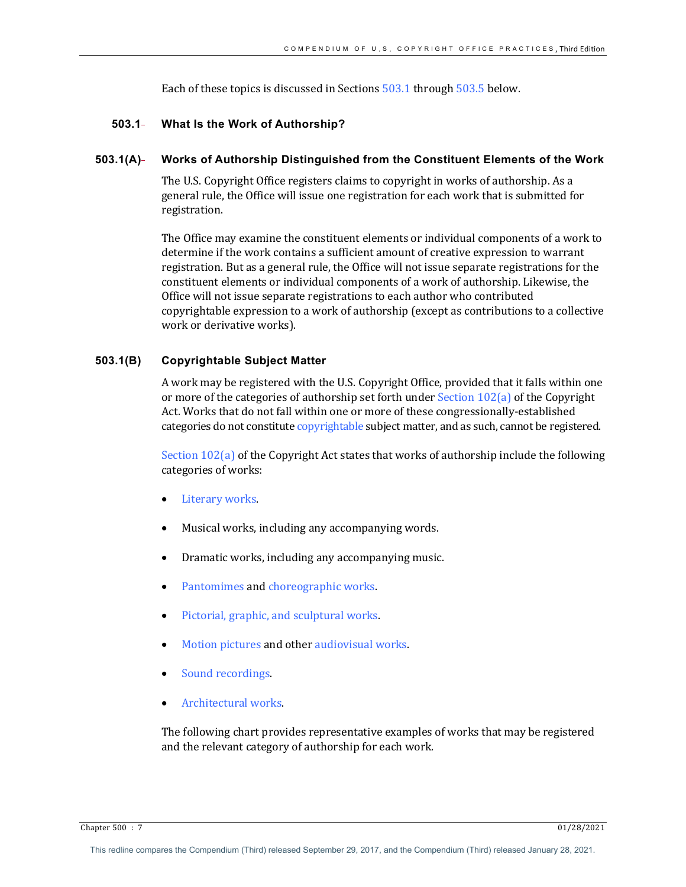Each of these topics is discussed in Sections 503.1 through 503.5 below.

### 503.1 What Is the Work of Authorship?

#### 503.1(A) Works of Authorship Distinguished from the Constituent Elements of the Work

The U.S. Copyright Office registers claims to copyright in works of authorship. As a general rule, the Office will issue one registration for each work that is submitted for registration.

The Office may examine the constituent elements or individual components of a work to determine if the work contains a sufficient amount of creative expression to warrant registration. But as a general rule, the Office will not issue separate registrations for the constituent elements or individual components of a work of authorship. Likewise, the Office will not issue separate registrations to each author who contributed copyrightable expression to a work of authorship (except as contributions to a collective work or derivative works).

#### 503.1(B) Copyrightable Subject Matter

A work may be registered with the U.S. Copyright Office, provided that it falls within one or more of the categories of authorship set forth under Section 102(a) of the Copyright Act. Works that do not fall within one or more of these congressionally-established categories do not constitute copyrightable subject matter, and as such, cannot be registered.

Section 102(a) of the Copyright Act states that works of authorship include the following categories of works:

- Literary works.
- Musical works, including any accompanying words.
- Dramatic works, including any accompanying music.
- Pantomimes and choreographic works.
- Pictorial, graphic, and sculptural works.
- Motion pictures and other audiovisual works.
- Sound recordings.
- Architectural works.

The following chart provides representative examples of works that may be registered and the relevant category of authorship for each work.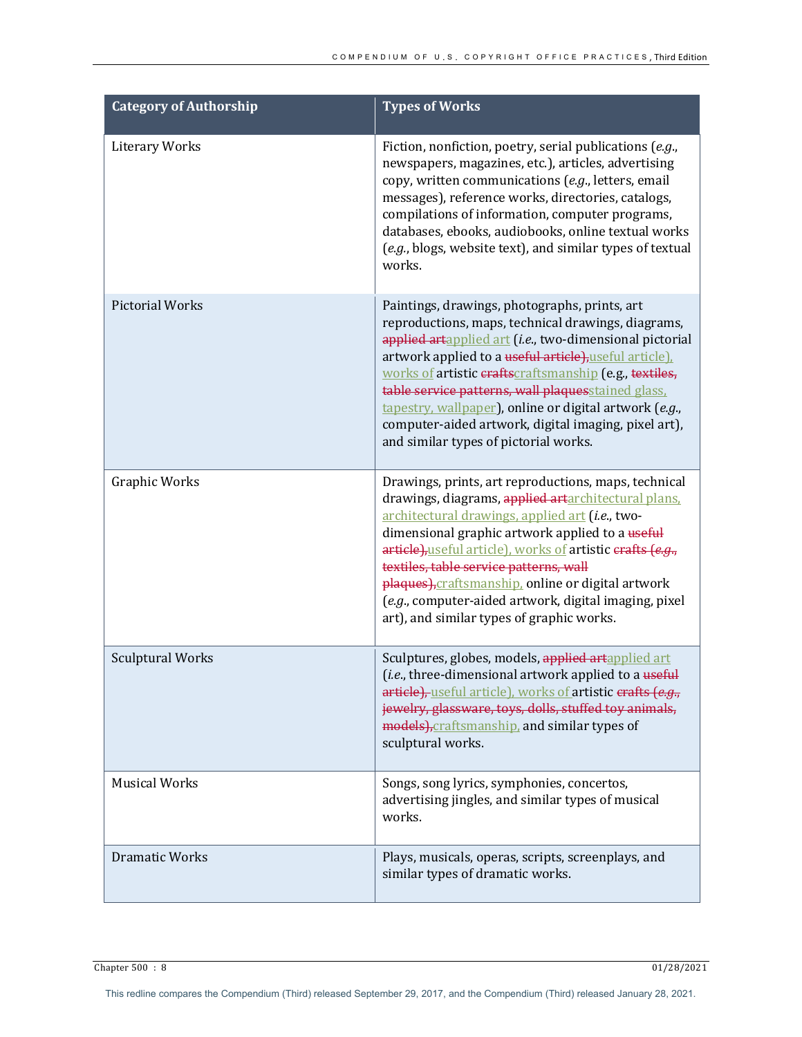| Category of Authorship | Types of Works |
| --- | --- |
| Literary Works | Fiction, nonfiction, poetry, serial publications (*e.g.*, newspapers, magazines, etc.), articles, advertising copy, written communications (*e.g.*, letters, email messages), reference works, directories, catalogs, compilations of information, computer programs, databases, ebooks, audiobooks, online textual works (*e.g.*, blogs, website text), and similar types of textual works. |
| Pictorial Works | Paintings, drawings, photographs, prints, art reproductions, maps, technical drawings, diagrams, ~~applied art~~applied art (*i.e.*, two-dimensional pictorial artwork applied to a ~~useful article),~~useful article), works of artistic ~~crafts~~craftsmanship (e.g., ~~textiles, table service patterns, wall plaques~~stained glass, tapestry, wallpaper), online or digital artwork (*e.g.*, computer-aided artwork, digital imaging, pixel art), and similar types of pictorial works. |
| Graphic Works | Drawings, prints, art reproductions, maps, technical drawings, diagrams, ~~applied art~~architectural plans, architectural drawings, applied art (*i.e.*, two-dimensional graphic artwork applied to a ~~useful article),~~useful article), works of artistic ~~crafts (*e.g.*, textiles, table service patterns, wall plaques),~~craftsmanship, online or digital artwork (*e.g.*, computer-aided artwork, digital imaging, pixel art), and similar types of graphic works. |
| Sculptural Works | Sculptures, globes, models, ~~applied art~~applied art (*i.e.*, three-dimensional artwork applied to a ~~useful article),~~ useful article), works of artistic ~~crafts (*e.g.*, jewelry, glassware, toys, dolls, stuffed toy animals, models),~~craftsmanship, and similar types of sculptural works. |
| Musical Works | Songs, song lyrics, symphonies, concertos, advertising jingles, and similar types of musical works. |
| Dramatic Works | Plays, musicals, operas, scripts, screenplays, and similar types of dramatic works. |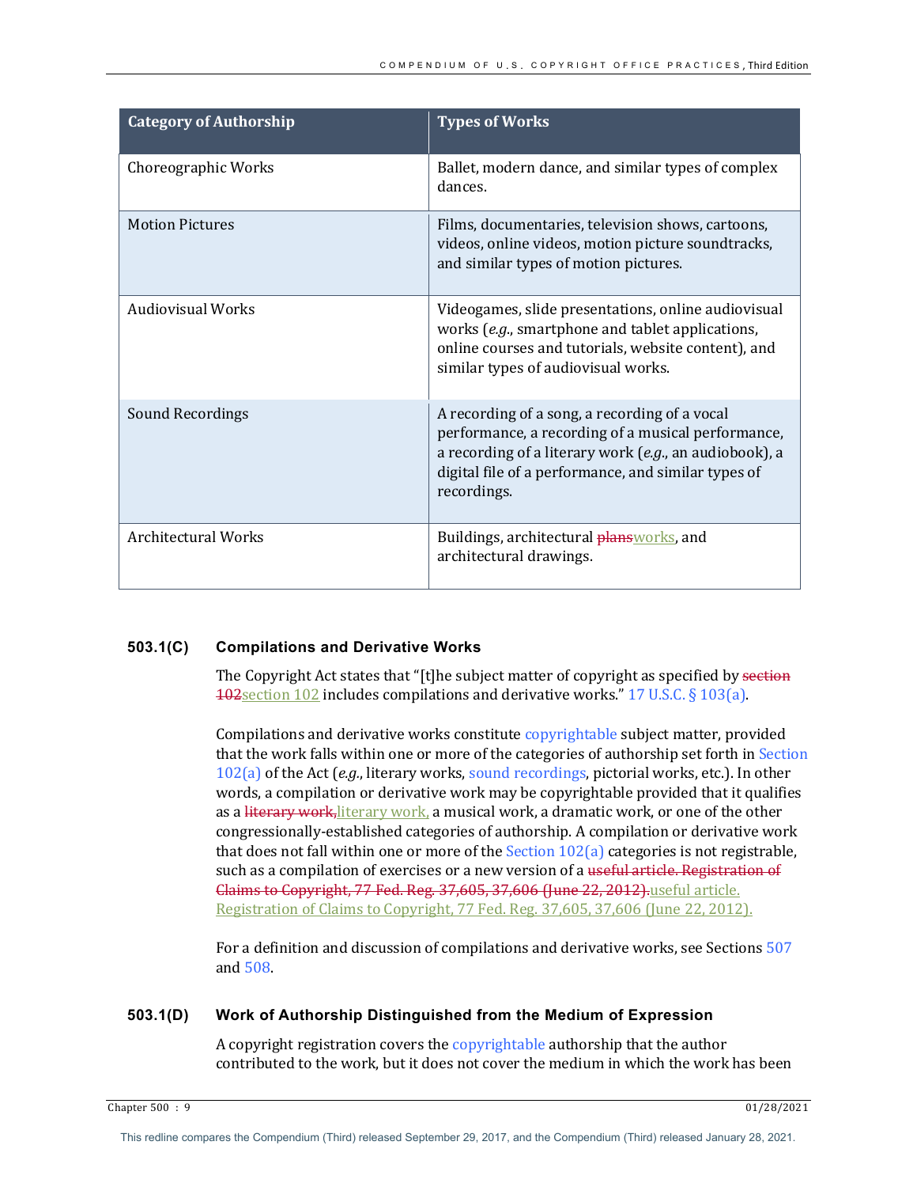| Category of Authorship | Types of Works |
| --- | --- |
| Choreographic Works | Ballet, modern dance, and similar types of complex dances. |
| Motion Pictures | Films, documentaries, television shows, cartoons, videos, online videos, motion picture soundtracks, and similar types of motion pictures. |
| Audiovisual Works | Videogames, slide presentations, online audiovisual works (*e.g.*, smartphone and tablet applications, online courses and tutorials, website content), and similar types of audiovisual works. |
| Sound Recordings | A recording of a song, a recording of a vocal performance, a recording of a musical performance, a recording of a literary work (*e.g.*, an audiobook), a digital file of a performance, and similar types of recordings. |
| Architectural Works | Buildings, architectural ~~plans~~works, and architectural drawings. |

### 503.1(C) Compilations and Derivative Works

The Copyright Act states that "[t]he subject matter of copyright as specified by ~~section 102~~section 102 includes compilations and derivative works." 17 U.S.C. § 103(a).

Compilations and derivative works constitute copyrightable subject matter, provided that the work falls within one or more of the categories of authorship set forth in Section 102(a) of the Act (*e.g.*, literary works, sound recordings, pictorial works, etc.). In other words, a compilation or derivative work may be copyrightable provided that it qualifies as a ~~literary work,~~literary work, a musical work, a dramatic work, or one of the other congressionally-established categories of authorship. A compilation or derivative work that does not fall within one or more of the Section 102(a) categories is not registrable, such as a compilation of exercises or a new version of a ~~useful article. Registration of Claims to Copyright, 77 Fed. Reg. 37,605, 37,606 (June 22, 2012).~~useful article. Registration of Claims to Copyright, 77 Fed. Reg. 37,605, 37,606 (June 22, 2012).

For a definition and discussion of compilations and derivative works, see Sections 507 and 508.

### 503.1(D) Work of Authorship Distinguished from the Medium of Expression

A copyright registration covers the copyrightable authorship that the author contributed to the work, but it does not cover the medium in which the work has been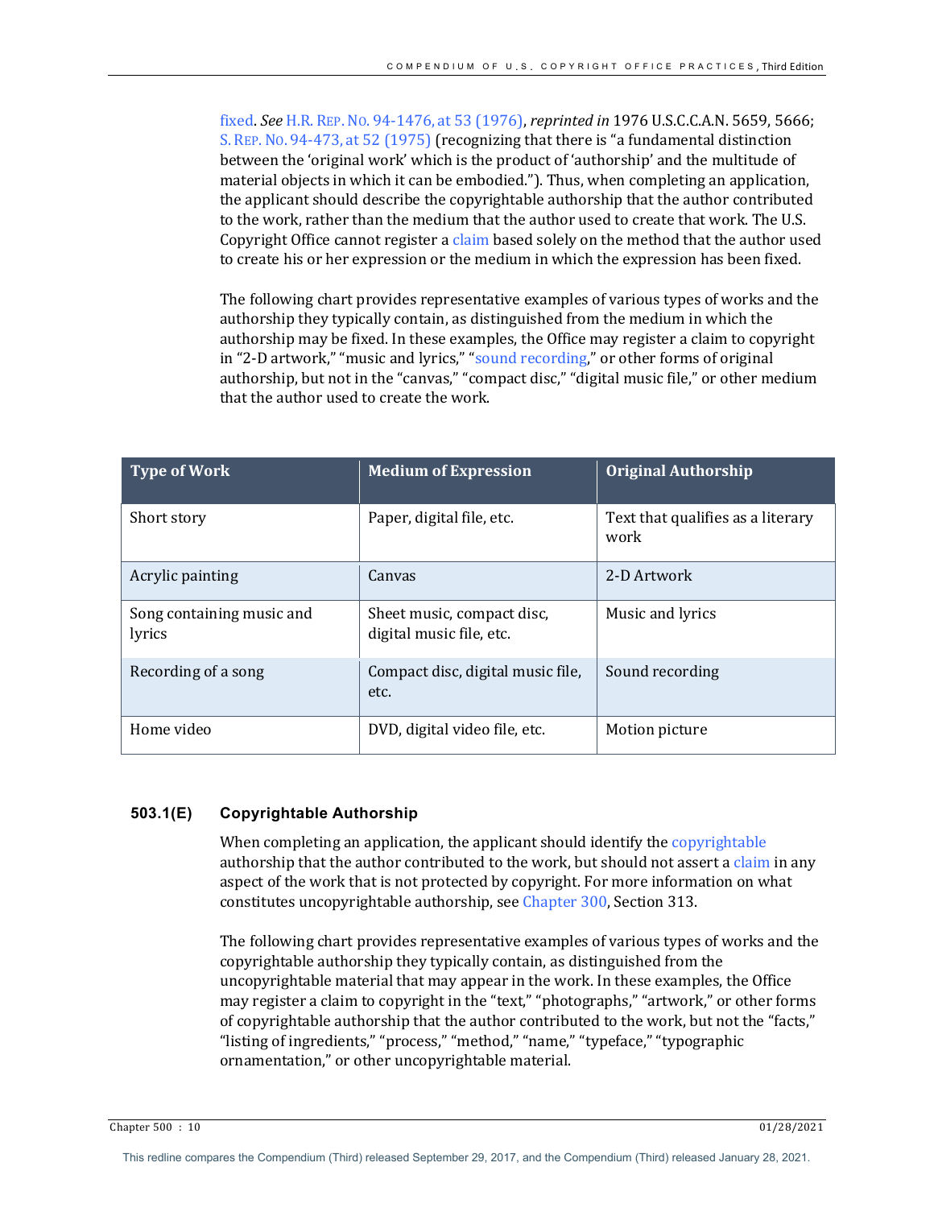fixed. *See* H.R. REP. NO. 94-1476, at 53 (1976), *reprinted in* 1976 U.S.C.C.A.N. 5659, 5666; S. REP. NO. 94-473, at 52 (1975) (recognizing that there is "a fundamental distinction between the 'original work' which is the product of 'authorship' and the multitude of material objects in which it can be embodied."). Thus, when completing an application, the applicant should describe the copyrightable authorship that the author contributed to the work, rather than the medium that the author used to create that work. The U.S. Copyright Office cannot register a claim based solely on the method that the author used to create his or her expression or the medium in which the expression has been fixed.

The following chart provides representative examples of various types of works and the authorship they typically contain, as distinguished from the medium in which the authorship may be fixed. In these examples, the Office may register a claim to copyright in "2-D artwork," "music and lyrics," "sound recording," or other forms of original authorship, but not in the "canvas," "compact disc," "digital music file," or other medium that the author used to create the work.

| Type of Work | Medium of Expression | Original Authorship |
|---|---|---|
| Short story | Paper, digital file, etc. | Text that qualifies as a literary work |
| Acrylic painting | Canvas | 2-D Artwork |
| Song containing music and lyrics | Sheet music, compact disc, digital music file, etc. | Music and lyrics |
| Recording of a song | Compact disc, digital music file, etc. | Sound recording |
| Home video | DVD, digital video file, etc. | Motion picture |

### 503.1(E) Copyrightable Authorship

When completing an application, the applicant should identify the copyrightable authorship that the author contributed to the work, but should not assert a claim in any aspect of the work that is not protected by copyright. For more information on what constitutes uncopyrightable authorship, see Chapter 300, Section 313.

The following chart provides representative examples of various types of works and the copyrightable authorship they typically contain, as distinguished from the uncopyrightable material that may appear in the work. In these examples, the Office may register a claim to copyright in the "text," "photographs," "artwork," or other forms of copyrightable authorship that the author contributed to the work, but not the "facts," "listing of ingredients," "process," "method," "name," "typeface," "typographic ornamentation," or other uncopyrightable material.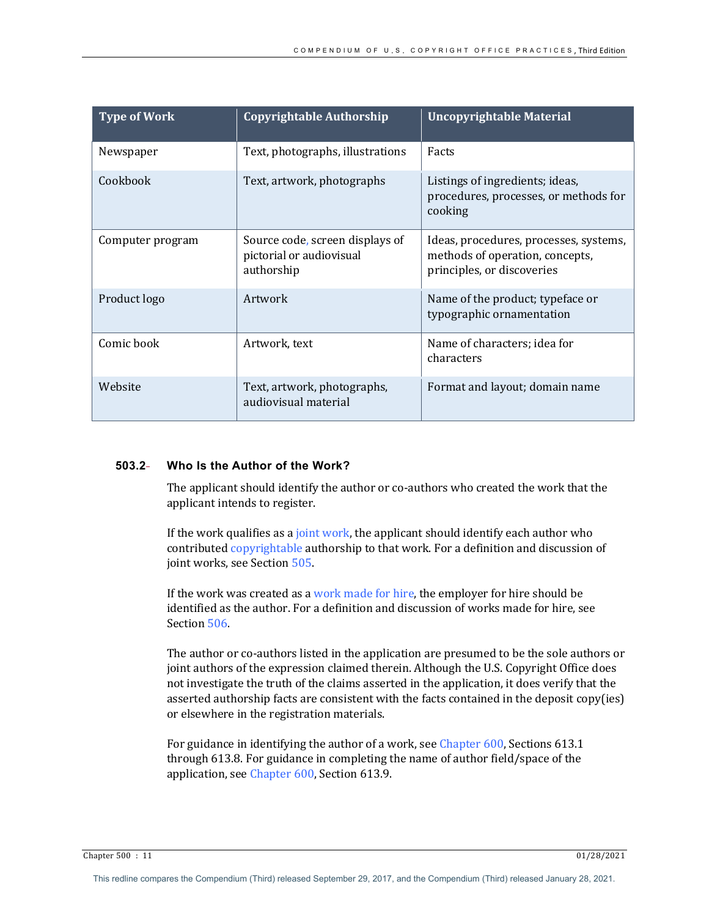| Type of Work | Copyrightable Authorship | Uncopyrightable Material |
|---|---|---|
| Newspaper | Text, photographs, illustrations | Facts |
| Cookbook | Text, artwork, photographs | Listings of ingredients; ideas, procedures, processes, or methods for cooking |
| Computer program | Source code, screen displays of pictorial or audiovisual authorship | Ideas, procedures, processes, systems, methods of operation, concepts, principles, or discoveries |
| Product logo | Artwork | Name of the product; typeface or typographic ornamentation |
| Comic book | Artwork, text | Name of characters; idea for characters |
| Website | Text, artwork, photographs, audiovisual material | Format and layout; domain name |

### 503.2 Who Is the Author of the Work?

The applicant should identify the author or co-authors who created the work that the applicant intends to register.

If the work qualifies as a joint work, the applicant should identify each author who contributed copyrightable authorship to that work. For a definition and discussion of joint works, see Section 505.

If the work was created as a work made for hire, the employer for hire should be identified as the author. For a definition and discussion of works made for hire, see Section 506.

The author or co-authors listed in the application are presumed to be the sole authors or joint authors of the expression claimed therein. Although the U.S. Copyright Office does not investigate the truth of the claims asserted in the application, it does verify that the asserted authorship facts are consistent with the facts contained in the deposit copy(ies) or elsewhere in the registration materials.

For guidance in identifying the author of a work, see Chapter 600, Sections 613.1 through 613.8. For guidance in completing the name of author field/space of the application, see Chapter 600, Section 613.9.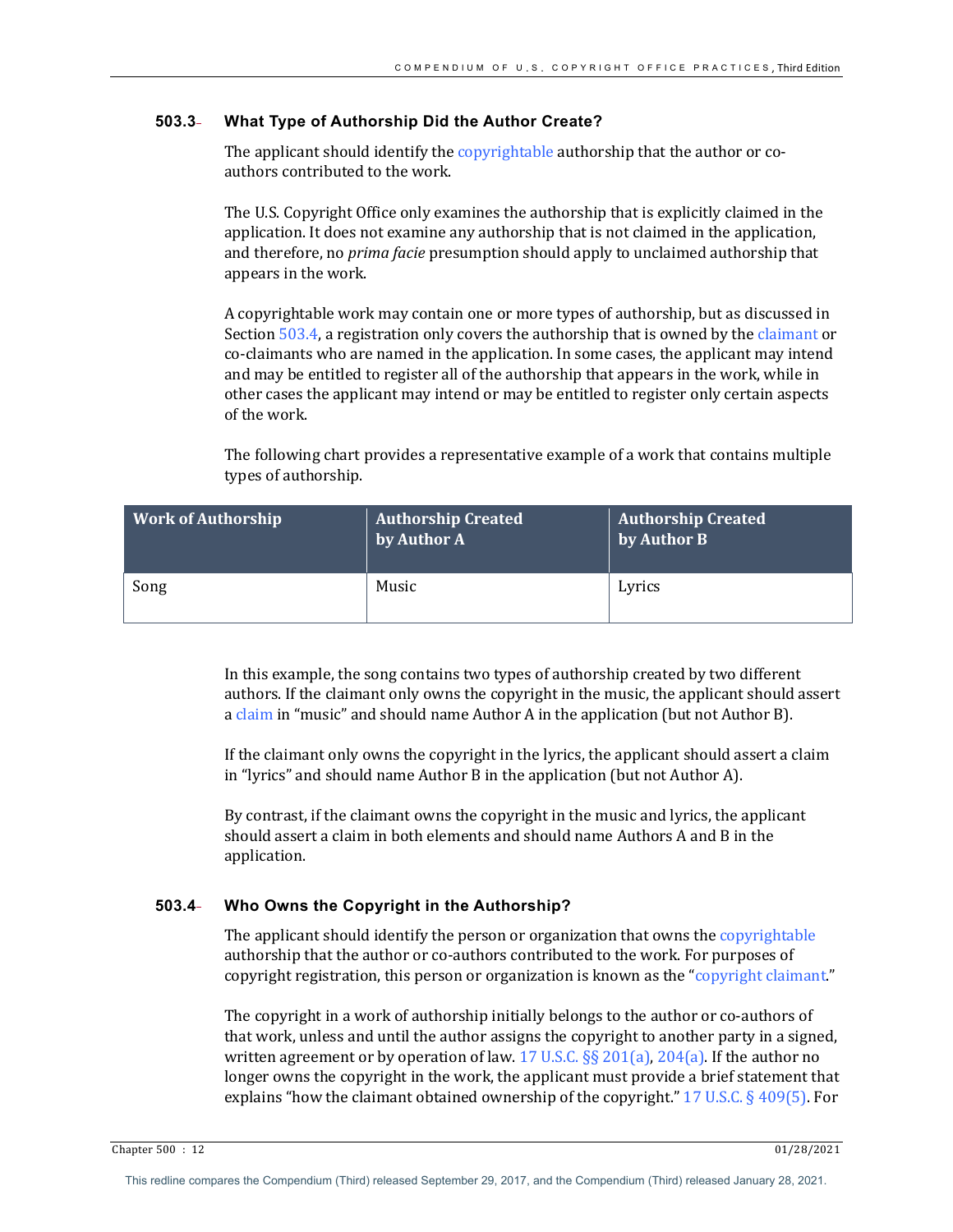### 503.3 What Type of Authorship Did the Author Create?

The applicant should identify the copyrightable authorship that the author or co-authors contributed to the work.

The U.S. Copyright Office only examines the authorship that is explicitly claimed in the application. It does not examine any authorship that is not claimed in the application, and therefore, no *prima facie* presumption should apply to unclaimed authorship that appears in the work.

A copyrightable work may contain one or more types of authorship, but as discussed in Section 503.4, a registration only covers the authorship that is owned by the claimant or co-claimants who are named in the application. In some cases, the applicant may intend and may be entitled to register all of the authorship that appears in the work, while in other cases the applicant may intend or may be entitled to register only certain aspects of the work.

The following chart provides a representative example of a work that contains multiple types of authorship.

| Work of Authorship | Authorship Created by Author A | Authorship Created by Author B |
|---|---|---|
| Song | Music | Lyrics |

In this example, the song contains two types of authorship created by two different authors. If the claimant only owns the copyright in the music, the applicant should assert a claim in "music" and should name Author A in the application (but not Author B).

If the claimant only owns the copyright in the lyrics, the applicant should assert a claim in "lyrics" and should name Author B in the application (but not Author A).

By contrast, if the claimant owns the copyright in the music and lyrics, the applicant should assert a claim in both elements and should name Authors A and B in the application.

### 503.4 Who Owns the Copyright in the Authorship?

The applicant should identify the person or organization that owns the copyrightable authorship that the author or co-authors contributed to the work. For purposes of copyright registration, this person or organization is known as the "copyright claimant."

The copyright in a work of authorship initially belongs to the author or co-authors of that work, unless and until the author assigns the copyright to another party in a signed, written agreement or by operation of law. 17 U.S.C. §§ 201(a), 204(a). If the author no longer owns the copyright in the work, the applicant must provide a brief statement that explains "how the claimant obtained ownership of the copyright." 17 U.S.C. § 409(5). For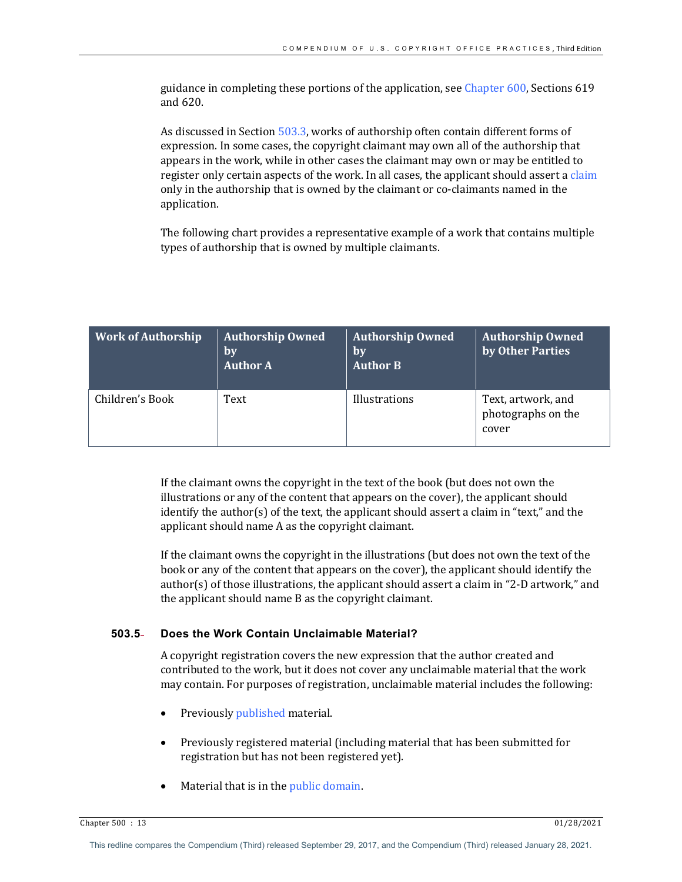guidance in completing these portions of the application, see Chapter 600, Sections 619 and 620.

As discussed in Section 503.3, works of authorship often contain different forms of expression. In some cases, the copyright claimant may own all of the authorship that appears in the work, while in other cases the claimant may own or may be entitled to register only certain aspects of the work. In all cases, the applicant should assert a claim only in the authorship that is owned by the claimant or co-claimants named in the application.

The following chart provides a representative example of a work that contains multiple types of authorship that is owned by multiple claimants.

| Work of Authorship | Authorship Owned by Author A | Authorship Owned by Author B | Authorship Owned by Other Parties |
|---|---|---|---|
| Children's Book | Text | Illustrations | Text, artwork, and photographs on the cover |

If the claimant owns the copyright in the text of the book (but does not own the illustrations or any of the content that appears on the cover), the applicant should identify the author(s) of the text, the applicant should assert a claim in "text," and the applicant should name A as the copyright claimant.

If the claimant owns the copyright in the illustrations (but does not own the text of the book or any of the content that appears on the cover), the applicant should identify the author(s) of those illustrations, the applicant should assert a claim in "2-D artwork," and the applicant should name B as the copyright claimant.

### 503.5 Does the Work Contain Unclaimable Material?

A copyright registration covers the new expression that the author created and contributed to the work, but it does not cover any unclaimable material that the work may contain. For purposes of registration, unclaimable material includes the following:

- Previously published material.
- Previously registered material (including material that has been submitted for registration but has not been registered yet).
- Material that is in the public domain.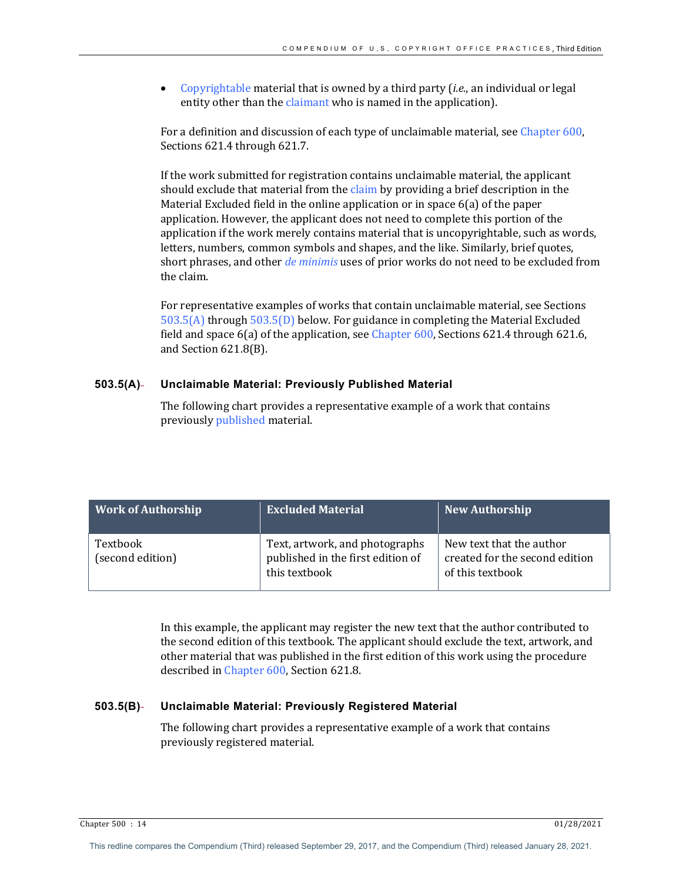- Copyrightable material that is owned by a third party (*i.e.*, an individual or legal entity other than the claimant who is named in the application).

For a definition and discussion of each type of unclaimable material, see Chapter 600, Sections 621.4 through 621.7.

If the work submitted for registration contains unclaimable material, the applicant should exclude that material from the claim by providing a brief description in the Material Excluded field in the online application or in space 6(a) of the paper application. However, the applicant does not need to complete this portion of the application if the work merely contains material that is uncopyrightable, such as words, letters, numbers, common symbols and shapes, and the like. Similarly, brief quotes, short phrases, and other *de minimis* uses of prior works do not need to be excluded from the claim.

For representative examples of works that contain unclaimable material, see Sections 503.5(A) through 503.5(D) below. For guidance in completing the Material Excluded field and space 6(a) of the application, see Chapter 600, Sections 621.4 through 621.6, and Section 621.8(B).

### 503.5(A) Unclaimable Material: Previously Published Material

The following chart provides a representative example of a work that contains previously published material.

| Work of Authorship | Excluded Material | New Authorship |
|---|---|---|
| Textbook (second edition) | Text, artwork, and photographs published in the first edition of this textbook | New text that the author created for the second edition of this textbook |

In this example, the applicant may register the new text that the author contributed to the second edition of this textbook. The applicant should exclude the text, artwork, and other material that was published in the first edition of this work using the procedure described in Chapter 600, Section 621.8.

### 503.5(B) Unclaimable Material: Previously Registered Material

The following chart provides a representative example of a work that contains previously registered material.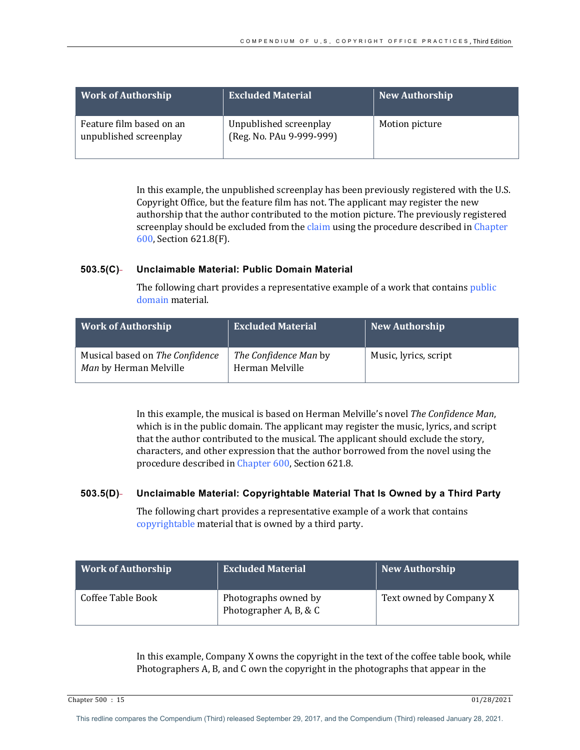| Work of Authorship | Excluded Material | New Authorship |
|---|---|---|
| Feature film based on an unpublished screenplay | Unpublished screenplay (Reg. No. PAu 9-999-999) | Motion picture |

In this example, the unpublished screenplay has been previously registered with the U.S. Copyright Office, but the feature film has not. The applicant may register the new authorship that the author contributed to the motion picture. The previously registered screenplay should be excluded from the claim using the procedure described in Chapter 600, Section 621.8(F).

### 503.5(C) Unclaimable Material: Public Domain Material

The following chart provides a representative example of a work that contains public domain material.

| Work of Authorship | Excluded Material | New Authorship |
|---|---|---|
| Musical based on *The Confidence Man* by Herman Melville | *The Confidence Man* by Herman Melville | Music, lyrics, script |

In this example, the musical is based on Herman Melville's novel *The Confidence Man*, which is in the public domain. The applicant may register the music, lyrics, and script that the author contributed to the musical. The applicant should exclude the story, characters, and other expression that the author borrowed from the novel using the procedure described in Chapter 600, Section 621.8.

### 503.5(D) Unclaimable Material: Copyrightable Material That Is Owned by a Third Party

The following chart provides a representative example of a work that contains copyrightable material that is owned by a third party.

| Work of Authorship | Excluded Material | New Authorship |
|---|---|---|
| Coffee Table Book | Photographs owned by Photographer A, B, & C | Text owned by Company X |

In this example, Company X owns the copyright in the text of the coffee table book, while Photographers A, B, and C own the copyright in the photographs that appear in the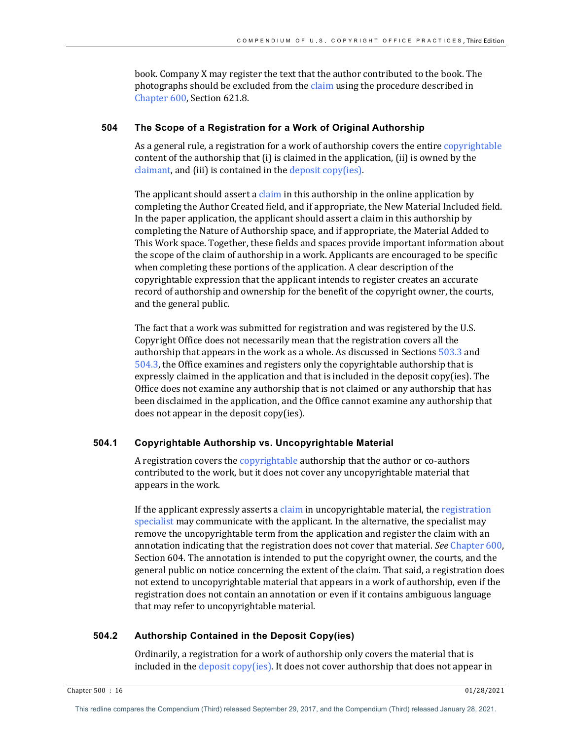book. Company X may register the text that the author contributed to the book. The photographs should be excluded from the claim using the procedure described in Chapter 600, Section 621.8.

## 504 The Scope of a Registration for a Work of Original Authorship

As a general rule, a registration for a work of authorship covers the entire copyrightable content of the authorship that (i) is claimed in the application, (ii) is owned by the claimant, and (iii) is contained in the deposit copy(ies).

The applicant should assert a claim in this authorship in the online application by completing the Author Created field, and if appropriate, the New Material Included field. In the paper application, the applicant should assert a claim in this authorship by completing the Nature of Authorship space, and if appropriate, the Material Added to This Work space. Together, these fields and spaces provide important information about the scope of the claim of authorship in a work. Applicants are encouraged to be specific when completing these portions of the application. A clear description of the copyrightable expression that the applicant intends to register creates an accurate record of authorship and ownership for the benefit of the copyright owner, the courts, and the general public.

The fact that a work was submitted for registration and was registered by the U.S. Copyright Office does not necessarily mean that the registration covers all the authorship that appears in the work as a whole. As discussed in Sections 503.3 and 504.3, the Office examines and registers only the copyrightable authorship that is expressly claimed in the application and that is included in the deposit copy(ies). The Office does not examine any authorship that is not claimed or any authorship that has been disclaimed in the application, and the Office cannot examine any authorship that does not appear in the deposit copy(ies).

### 504.1 Copyrightable Authorship vs. Uncopyrightable Material

A registration covers the copyrightable authorship that the author or co-authors contributed to the work, but it does not cover any uncopyrightable material that appears in the work.

If the applicant expressly asserts a claim in uncopyrightable material, the registration specialist may communicate with the applicant. In the alternative, the specialist may remove the uncopyrightable term from the application and register the claim with an annotation indicating that the registration does not cover that material. *See* Chapter 600, Section 604. The annotation is intended to put the copyright owner, the courts, and the general public on notice concerning the extent of the claim. That said, a registration does not extend to uncopyrightable material that appears in a work of authorship, even if the registration does not contain an annotation or even if it contains ambiguous language that may refer to uncopyrightable material.

### 504.2 Authorship Contained in the Deposit Copy(ies)

Ordinarily, a registration for a work of authorship only covers the material that is included in the deposit copy(ies). It does not cover authorship that does not appear in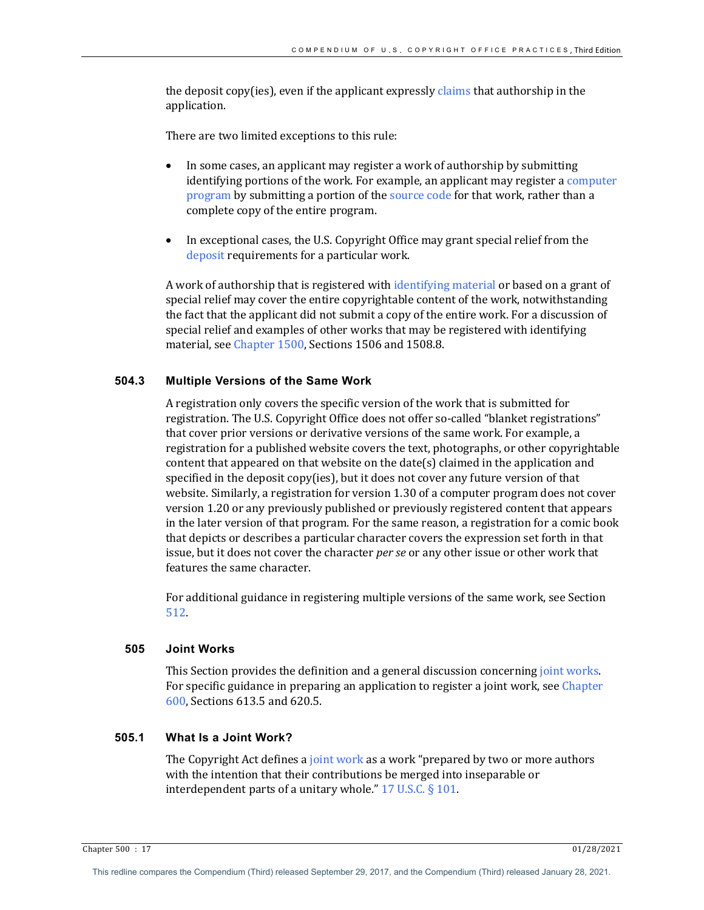the deposit copy(ies), even if the applicant expressly claims that authorship in the application.

There are two limited exceptions to this rule:

- In some cases, an applicant may register a work of authorship by submitting identifying portions of the work. For example, an applicant may register a computer program by submitting a portion of the source code for that work, rather than a complete copy of the entire program.

- In exceptional cases, the U.S. Copyright Office may grant special relief from the deposit requirements for a particular work.

A work of authorship that is registered with identifying material or based on a grant of special relief may cover the entire copyrightable content of the work, notwithstanding the fact that the applicant did not submit a copy of the entire work. For a discussion of special relief and examples of other works that may be registered with identifying material, see Chapter 1500, Sections 1506 and 1508.8.

### 504.3 Multiple Versions of the Same Work

A registration only covers the specific version of the work that is submitted for registration. The U.S. Copyright Office does not offer so-called "blanket registrations" that cover prior versions or derivative versions of the same work. For example, a registration for a published website covers the text, photographs, or other copyrightable content that appeared on that website on the date(s) claimed in the application and specified in the deposit copy(ies), but it does not cover any future version of that website. Similarly, a registration for version 1.30 of a computer program does not cover version 1.20 or any previously published or previously registered content that appears in the later version of that program. For the same reason, a registration for a comic book that depicts or describes a particular character covers the expression set forth in that issue, but it does not cover the character *per se* or any other issue or other work that features the same character.

For additional guidance in registering multiple versions of the same work, see Section 512.

## 505 Joint Works

This Section provides the definition and a general discussion concerning joint works. For specific guidance in preparing an application to register a joint work, see Chapter 600, Sections 613.5 and 620.5.

### 505.1 What Is a Joint Work?

The Copyright Act defines a joint work as a work "prepared by two or more authors with the intention that their contributions be merged into inseparable or interdependent parts of a unitary whole." 17 U.S.C. § 101.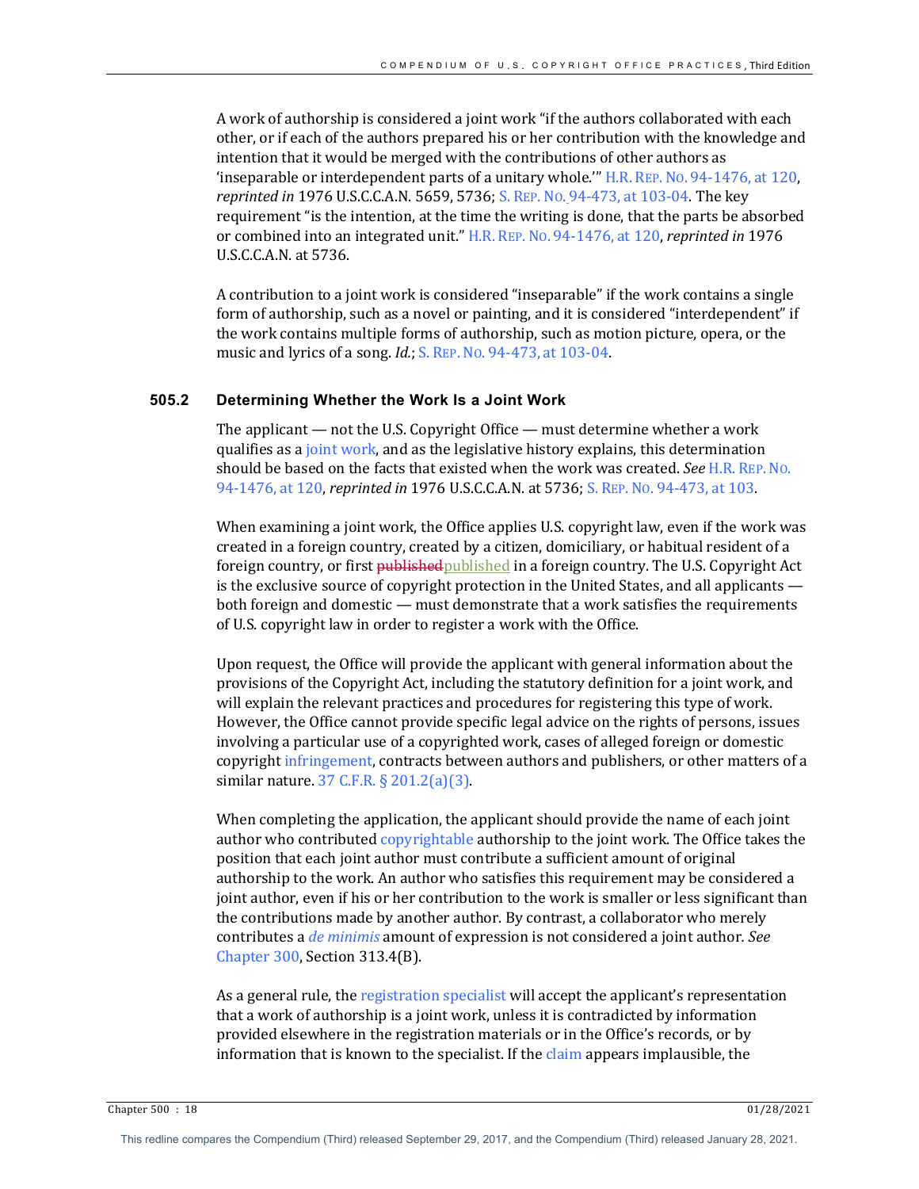A work of authorship is considered a joint work "if the authors collaborated with each other, or if each of the authors prepared his or her contribution with the knowledge and intention that it would be merged with the contributions of other authors as 'inseparable or interdependent parts of a unitary whole.'" H.R. REP. NO. 94-1476, at 120, *reprinted in* 1976 U.S.C.C.A.N. 5659, 5736; S. REP. NO. 94-473, at 103-04. The key requirement "is the intention, at the time the writing is done, that the parts be absorbed or combined into an integrated unit." H.R. REP. NO. 94-1476, at 120, *reprinted in* 1976 U.S.C.C.A.N. at 5736.

A contribution to a joint work is considered "inseparable" if the work contains a single form of authorship, such as a novel or painting, and it is considered "interdependent" if the work contains multiple forms of authorship, such as motion picture, opera, or the music and lyrics of a song. *Id.*; S. REP. NO. 94-473, at 103-04.

### 505.2 Determining Whether the Work Is a Joint Work

The applicant — not the U.S. Copyright Office — must determine whether a work qualifies as a joint work, and as the legislative history explains, this determination should be based on the facts that existed when the work was created. *See* H.R. REP. NO. 94-1476, at 120, *reprinted in* 1976 U.S.C.C.A.N. at 5736; S. REP. NO. 94-473, at 103.

When examining a joint work, the Office applies U.S. copyright law, even if the work was created in a foreign country, created by a citizen, domiciliary, or habitual resident of a foreign country, or first ~~published~~published in a foreign country. The U.S. Copyright Act is the exclusive source of copyright protection in the United States, and all applicants — both foreign and domestic — must demonstrate that a work satisfies the requirements of U.S. copyright law in order to register a work with the Office.

Upon request, the Office will provide the applicant with general information about the provisions of the Copyright Act, including the statutory definition for a joint work, and will explain the relevant practices and procedures for registering this type of work. However, the Office cannot provide specific legal advice on the rights of persons, issues involving a particular use of a copyrighted work, cases of alleged foreign or domestic copyright infringement, contracts between authors and publishers, or other matters of a similar nature. 37 C.F.R. § 201.2(a)(3).

When completing the application, the applicant should provide the name of each joint author who contributed copyrightable authorship to the joint work. The Office takes the position that each joint author must contribute a sufficient amount of original authorship to the work. An author who satisfies this requirement may be considered a joint author, even if his or her contribution to the work is smaller or less significant than the contributions made by another author. By contrast, a collaborator who merely contributes a *de minimis* amount of expression is not considered a joint author. *See* Chapter 300, Section 313.4(B).

As a general rule, the registration specialist will accept the applicant's representation that a work of authorship is a joint work, unless it is contradicted by information provided elsewhere in the registration materials or in the Office's records, or by information that is known to the specialist. If the claim appears implausible, the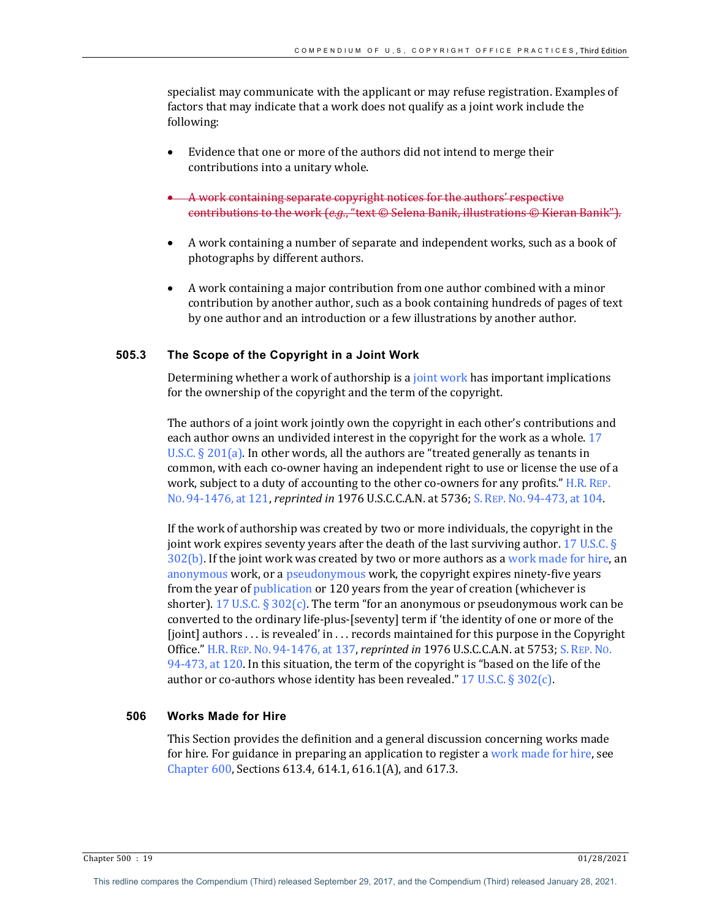specialist may communicate with the applicant or may refuse registration. Examples of factors that may indicate that a work does not qualify as a joint work include the following:

- Evidence that one or more of the authors did not intend to merge their contributions into a unitary whole.

- ~~A work containing separate copyright notices for the authors' respective contributions to the work (*e.g.*, "text © Selena Banik, illustrations © Kieran Banik").~~

- A work containing a number of separate and independent works, such as a book of photographs by different authors.

- A work containing a major contribution from one author combined with a minor contribution by another author, such as a book containing hundreds of pages of text by one author and an introduction or a few illustrations by another author.

### 505.3 The Scope of the Copyright in a Joint Work

Determining whether a work of authorship is a joint work has important implications for the ownership of the copyright and the term of the copyright.

The authors of a joint work jointly own the copyright in each other's contributions and each author owns an undivided interest in the copyright for the work as a whole. 17 U.S.C. § 201(a). In other words, all the authors are "treated generally as tenants in common, with each co-owner having an independent right to use or license the use of a work, subject to a duty of accounting to the other co-owners for any profits." H.R. REP. NO. 94-1476, at 121, *reprinted in* 1976 U.S.C.C.A.N. at 5736; S. REP. NO. 94-473, at 104.

If the work of authorship was created by two or more individuals, the copyright in the joint work expires seventy years after the death of the last surviving author. 17 U.S.C. § 302(b). If the joint work was created by two or more authors as a work made for hire, an anonymous work, or a pseudonymous work, the copyright expires ninety-five years from the year of publication or 120 years from the year of creation (whichever is shorter). 17 U.S.C. § 302(c). The term "for an anonymous or pseudonymous work can be converted to the ordinary life-plus-[seventy] term if 'the identity of one or more of the [joint] authors . . . is revealed' in . . . records maintained for this purpose in the Copyright Office." H.R. REP. NO. 94-1476, at 137, *reprinted in* 1976 U.S.C.C.A.N. at 5753; S. REP. NO. 94-473, at 120. In this situation, the term of the copyright is "based on the life of the author or co-authors whose identity has been revealed." 17 U.S.C. § 302(c).

## 506 Works Made for Hire

This Section provides the definition and a general discussion concerning works made for hire. For guidance in preparing an application to register a work made for hire, see Chapter 600, Sections 613.4, 614.1, 616.1(A), and 617.3.

This redline compares the Compendium (Third) released September 29, 2017, and the Compendium (Third) released January 28, 2021.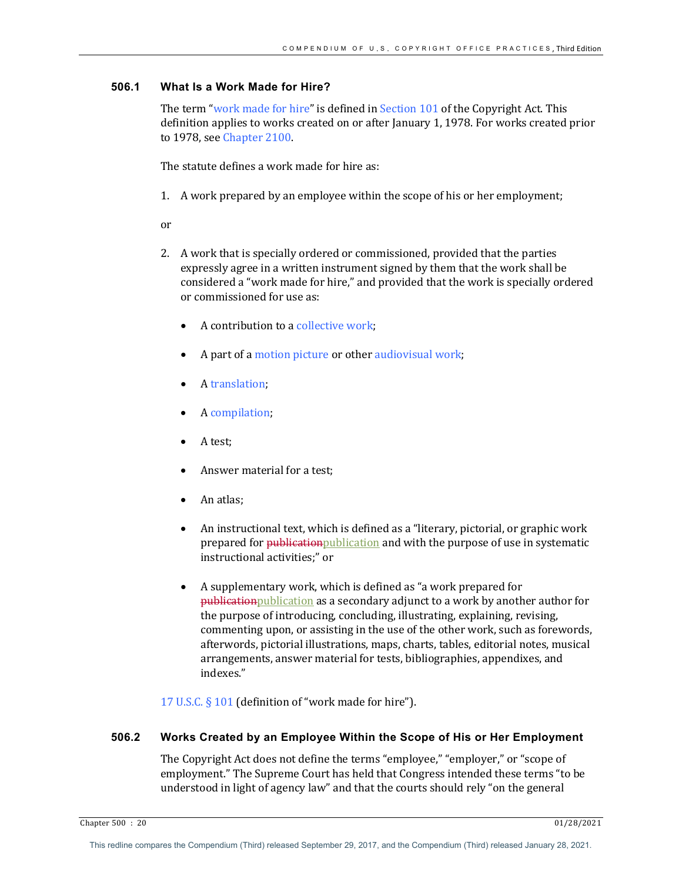### 506.1 What Is a Work Made for Hire?

The term "work made for hire" is defined in Section 101 of the Copyright Act. This definition applies to works created on or after January 1, 1978. For works created prior to 1978, see Chapter 2100.

The statute defines a work made for hire as:

1. A work prepared by an employee within the scope of his or her employment;

or

2. A work that is specially ordered or commissioned, provided that the parties expressly agree in a written instrument signed by them that the work shall be considered a "work made for hire," and provided that the work is specially ordered or commissioned for use as:

   - A contribution to a collective work;
   - A part of a motion picture or other audiovisual work;
   - A translation;
   - A compilation;
   - A test;
   - Answer material for a test;
   - An atlas;
   - An instructional text, which is defined as a "literary, pictorial, or graphic work prepared for ~~publication~~publication and with the purpose of use in systematic instructional activities;" or
   - A supplementary work, which is defined as "a work prepared for ~~publication~~publication as a secondary adjunct to a work by another author for the purpose of introducing, concluding, illustrating, explaining, revising, commenting upon, or assisting in the use of the other work, such as forewords, afterwords, pictorial illustrations, maps, charts, tables, editorial notes, musical arrangements, answer material for tests, bibliographies, appendixes, and indexes."

17 U.S.C. § 101 (definition of "work made for hire").

### 506.2 Works Created by an Employee Within the Scope of His or Her Employment

The Copyright Act does not define the terms "employee," "employer," or "scope of employment." The Supreme Court has held that Congress intended these terms "to be understood in light of agency law" and that the courts should rely "on the general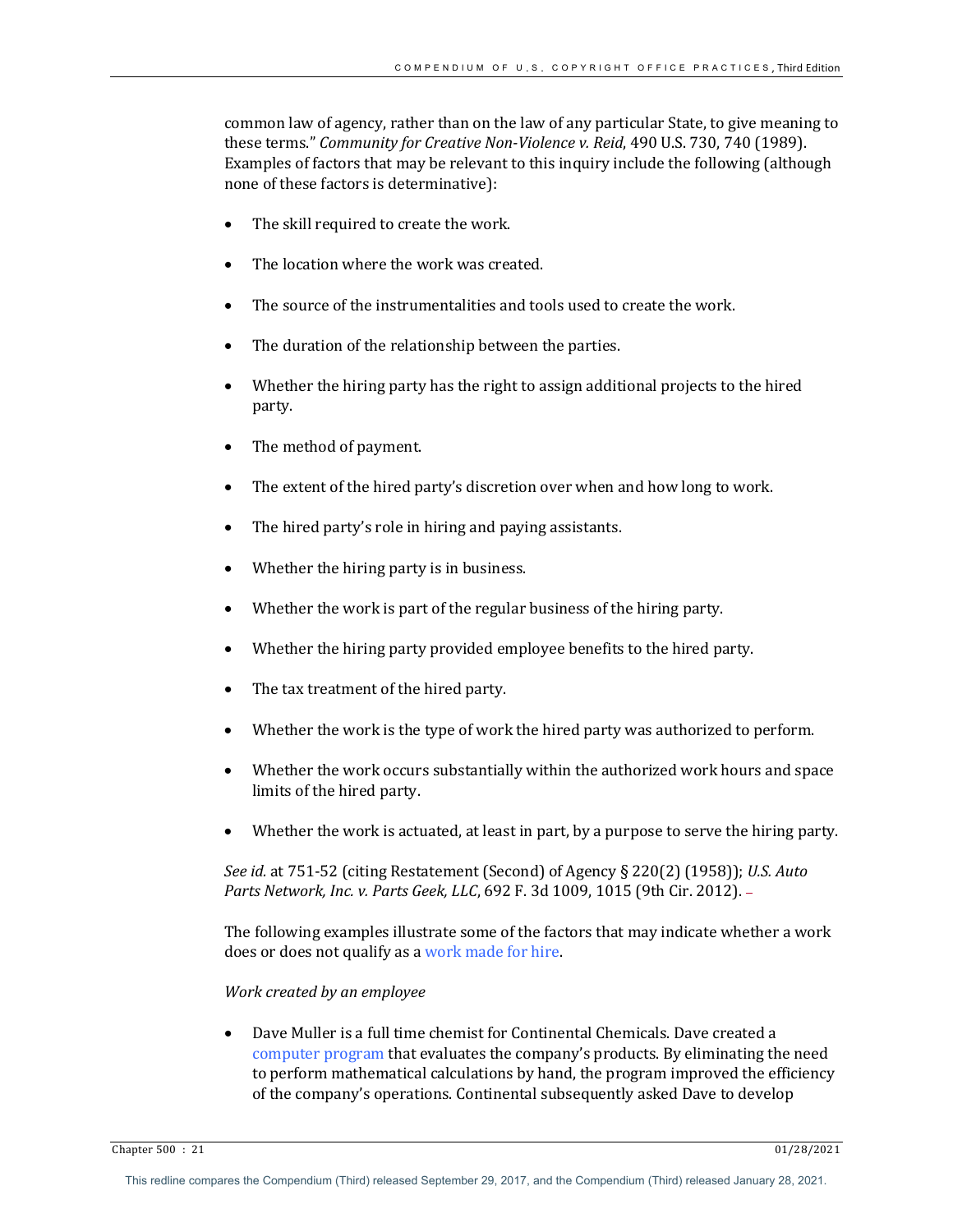common law of agency, rather than on the law of any particular State, to give meaning to these terms." *Community for Creative Non-Violence v. Reid*, 490 U.S. 730, 740 (1989). Examples of factors that may be relevant to this inquiry include the following (although none of these factors is determinative):

- The skill required to create the work.
- The location where the work was created.
- The source of the instrumentalities and tools used to create the work.
- The duration of the relationship between the parties.
- Whether the hiring party has the right to assign additional projects to the hired party.
- The method of payment.
- The extent of the hired party's discretion over when and how long to work.
- The hired party's role in hiring and paying assistants.
- Whether the hiring party is in business.
- Whether the work is part of the regular business of the hiring party.
- Whether the hiring party provided employee benefits to the hired party.
- The tax treatment of the hired party.
- Whether the work is the type of work the hired party was authorized to perform.
- Whether the work occurs substantially within the authorized work hours and space limits of the hired party.
- Whether the work is actuated, at least in part, by a purpose to serve the hiring party.

*See id.* at 751-52 (citing Restatement (Second) of Agency § 220(2) (1958)); *U.S. Auto Parts Network, Inc. v. Parts Geek, LLC*, 692 F. 3d 1009, 1015 (9th Cir. 2012).

The following examples illustrate some of the factors that may indicate whether a work does or does not qualify as a work made for hire.

*Work created by an employee*

- Dave Muller is a full time chemist for Continental Chemicals. Dave created a computer program that evaluates the company's products. By eliminating the need to perform mathematical calculations by hand, the program improved the efficiency of the company's operations. Continental subsequently asked Dave to develop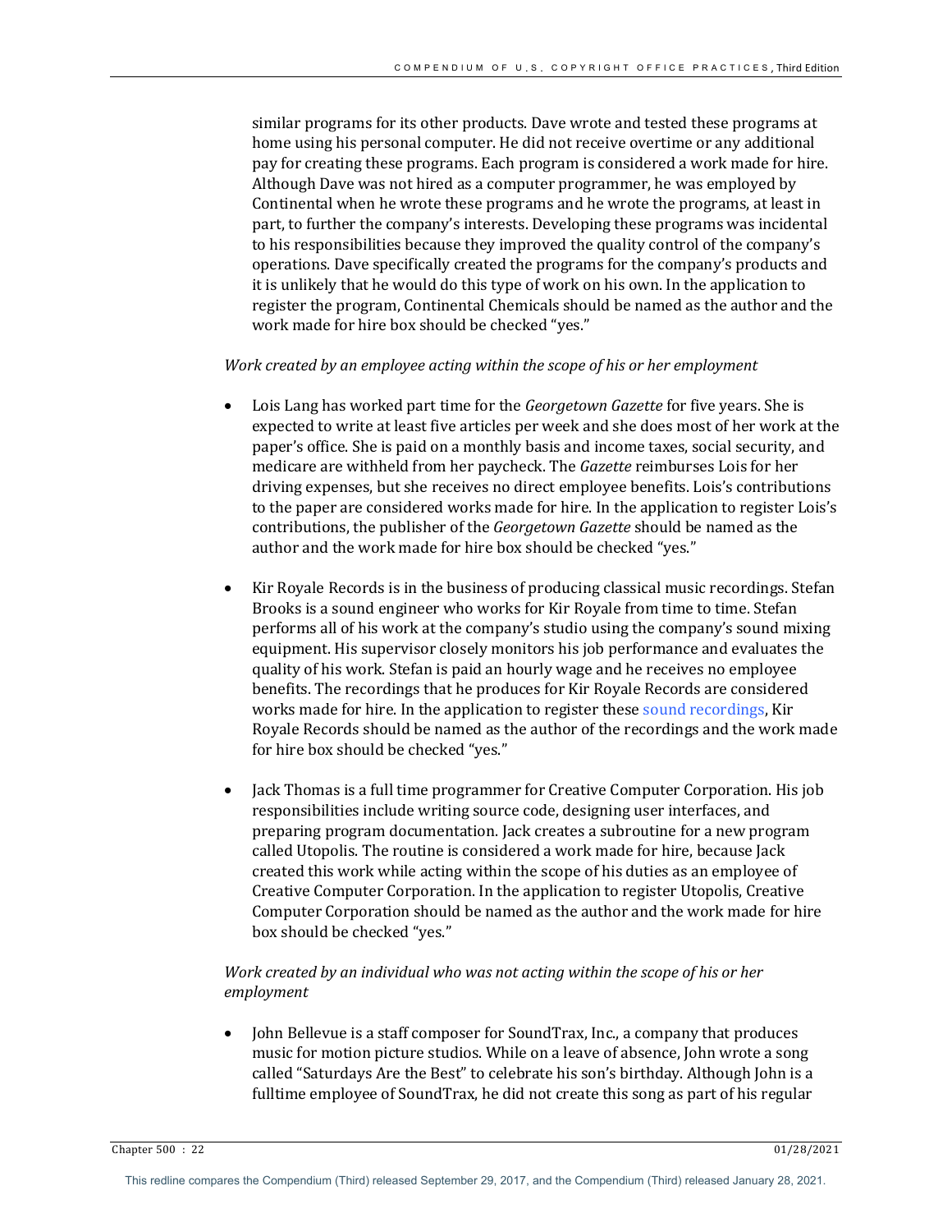similar programs for its other products. Dave wrote and tested these programs at home using his personal computer. He did not receive overtime or any additional pay for creating these programs. Each program is considered a work made for hire. Although Dave was not hired as a computer programmer, he was employed by Continental when he wrote these programs and he wrote the programs, at least in part, to further the company's interests. Developing these programs was incidental to his responsibilities because they improved the quality control of the company's operations. Dave specifically created the programs for the company's products and it is unlikely that he would do this type of work on his own. In the application to register the program, Continental Chemicals should be named as the author and the work made for hire box should be checked "yes."

*Work created by an employee acting within the scope of his or her employment*

- Lois Lang has worked part time for the *Georgetown Gazette* for five years. She is expected to write at least five articles per week and she does most of her work at the paper's office. She is paid on a monthly basis and income taxes, social security, and medicare are withheld from her paycheck. The *Gazette* reimburses Lois for her driving expenses, but she receives no direct employee benefits. Lois's contributions to the paper are considered works made for hire. In the application to register Lois's contributions, the publisher of the *Georgetown Gazette* should be named as the author and the work made for hire box should be checked "yes."

- Kir Royale Records is in the business of producing classical music recordings. Stefan Brooks is a sound engineer who works for Kir Royale from time to time. Stefan performs all of his work at the company's studio using the company's sound mixing equipment. His supervisor closely monitors his job performance and evaluates the quality of his work. Stefan is paid an hourly wage and he receives no employee benefits. The recordings that he produces for Kir Royale Records are considered works made for hire. In the application to register these sound recordings, Kir Royale Records should be named as the author of the recordings and the work made for hire box should be checked "yes."

- Jack Thomas is a full time programmer for Creative Computer Corporation. His job responsibilities include writing source code, designing user interfaces, and preparing program documentation. Jack creates a subroutine for a new program called Utopolis. The routine is considered a work made for hire, because Jack created this work while acting within the scope of his duties as an employee of Creative Computer Corporation. In the application to register Utopolis, Creative Computer Corporation should be named as the author and the work made for hire box should be checked "yes."

*Work created by an individual who was not acting within the scope of his or her employment*

- John Bellevue is a staff composer for SoundTrax, Inc., a company that produces music for motion picture studios. While on a leave of absence, John wrote a song called "Saturdays Are the Best" to celebrate his son's birthday. Although John is a fulltime employee of SoundTrax, he did not create this song as part of his regular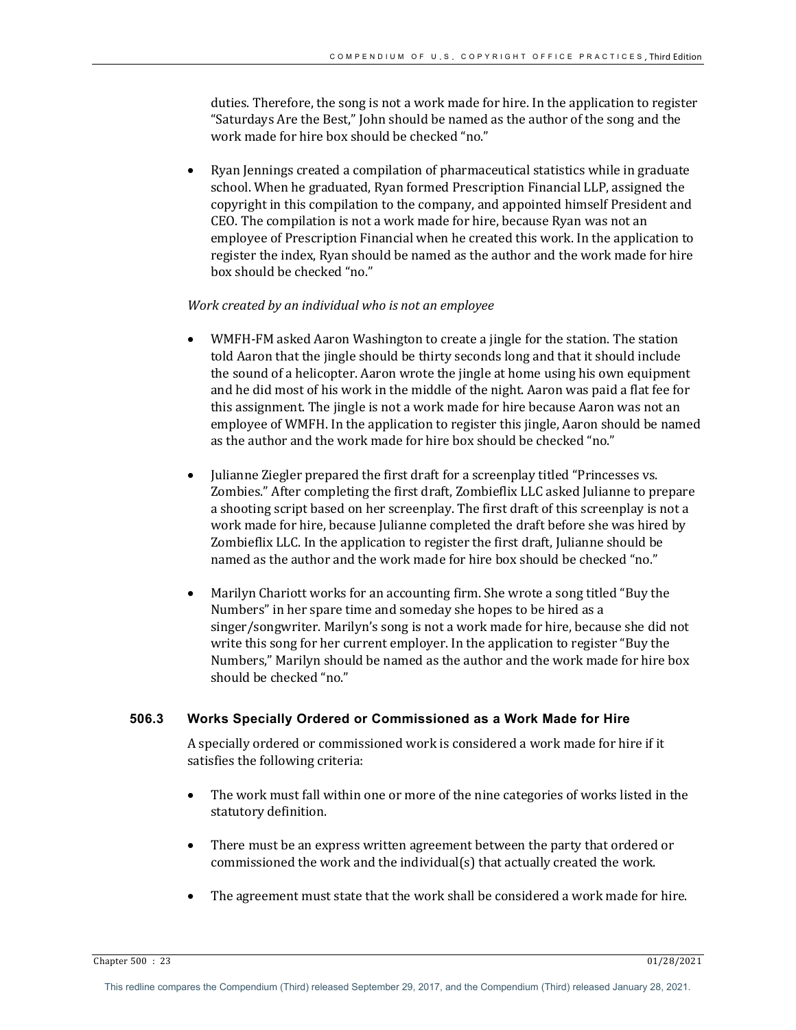duties. Therefore, the song is not a work made for hire. In the application to register "Saturdays Are the Best," John should be named as the author of the song and the work made for hire box should be checked "no."

- Ryan Jennings created a compilation of pharmaceutical statistics while in graduate school. When he graduated, Ryan formed Prescription Financial LLP, assigned the copyright in this compilation to the company, and appointed himself President and CEO. The compilation is not a work made for hire, because Ryan was not an employee of Prescription Financial when he created this work. In the application to register the index, Ryan should be named as the author and the work made for hire box should be checked "no."

*Work created by an individual who is not an employee*

- WMFH-FM asked Aaron Washington to create a jingle for the station. The station told Aaron that the jingle should be thirty seconds long and that it should include the sound of a helicopter. Aaron wrote the jingle at home using his own equipment and he did most of his work in the middle of the night. Aaron was paid a flat fee for this assignment. The jingle is not a work made for hire because Aaron was not an employee of WMFH. In the application to register this jingle, Aaron should be named as the author and the work made for hire box should be checked "no."

- Julianne Ziegler prepared the first draft for a screenplay titled "Princesses vs. Zombies." After completing the first draft, Zombieflix LLC asked Julianne to prepare a shooting script based on her screenplay. The first draft of this screenplay is not a work made for hire, because Julianne completed the draft before she was hired by Zombieflix LLC. In the application to register the first draft, Julianne should be named as the author and the work made for hire box should be checked "no."

- Marilyn Chariott works for an accounting firm. She wrote a song titled "Buy the Numbers" in her spare time and someday she hopes to be hired as a singer/songwriter. Marilyn's song is not a work made for hire, because she did not write this song for her current employer. In the application to register "Buy the Numbers," Marilyn should be named as the author and the work made for hire box should be checked "no."

### 506.3 Works Specially Ordered or Commissioned as a Work Made for Hire

A specially ordered or commissioned work is considered a work made for hire if it satisfies the following criteria:

- The work must fall within one or more of the nine categories of works listed in the statutory definition.

- There must be an express written agreement between the party that ordered or commissioned the work and the individual(s) that actually created the work.

- The agreement must state that the work shall be considered a work made for hire.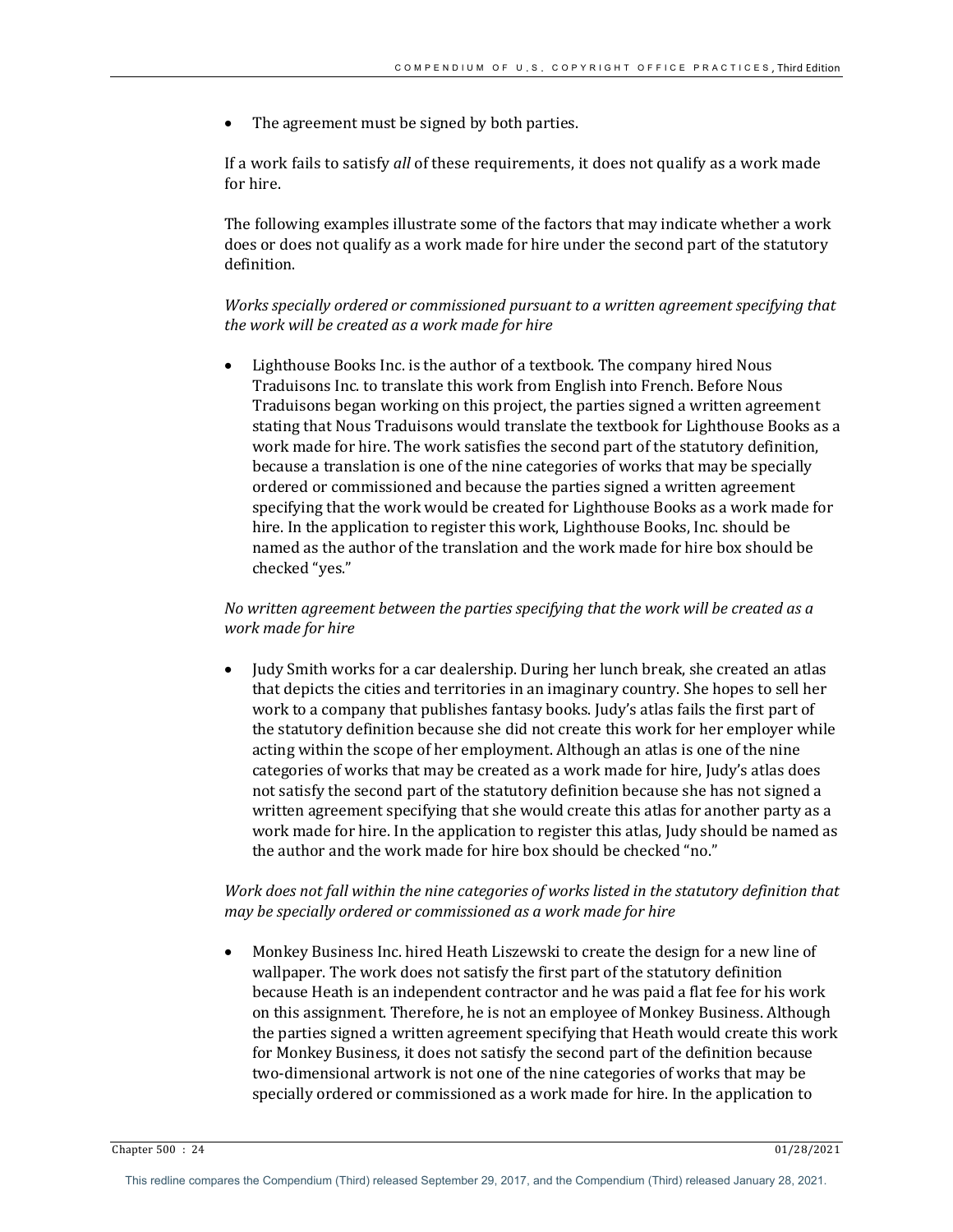- The agreement must be signed by both parties.

If a work fails to satisfy *all* of these requirements, it does not qualify as a work made for hire.

The following examples illustrate some of the factors that may indicate whether a work does or does not qualify as a work made for hire under the second part of the statutory definition.

*Works specially ordered or commissioned pursuant to a written agreement specifying that the work will be created as a work made for hire*

- Lighthouse Books Inc. is the author of a textbook. The company hired Nous Traduisons Inc. to translate this work from English into French. Before Nous Traduisons began working on this project, the parties signed a written agreement stating that Nous Traduisons would translate the textbook for Lighthouse Books as a work made for hire. The work satisfies the second part of the statutory definition, because a translation is one of the nine categories of works that may be specially ordered or commissioned and because the parties signed a written agreement specifying that the work would be created for Lighthouse Books as a work made for hire. In the application to register this work, Lighthouse Books, Inc. should be named as the author of the translation and the work made for hire box should be checked "yes."

*No written agreement between the parties specifying that the work will be created as a work made for hire*

- Judy Smith works for a car dealership. During her lunch break, she created an atlas that depicts the cities and territories in an imaginary country. She hopes to sell her work to a company that publishes fantasy books. Judy's atlas fails the first part of the statutory definition because she did not create this work for her employer while acting within the scope of her employment. Although an atlas is one of the nine categories of works that may be created as a work made for hire, Judy's atlas does not satisfy the second part of the statutory definition because she has not signed a written agreement specifying that she would create this atlas for another party as a work made for hire. In the application to register this atlas, Judy should be named as the author and the work made for hire box should be checked "no."

*Work does not fall within the nine categories of works listed in the statutory definition that may be specially ordered or commissioned as a work made for hire*

- Monkey Business Inc. hired Heath Liszewski to create the design for a new line of wallpaper. The work does not satisfy the first part of the statutory definition because Heath is an independent contractor and he was paid a flat fee for his work on this assignment. Therefore, he is not an employee of Monkey Business. Although the parties signed a written agreement specifying that Heath would create this work for Monkey Business, it does not satisfy the second part of the definition because two-dimensional artwork is not one of the nine categories of works that may be specially ordered or commissioned as a work made for hire. In the application to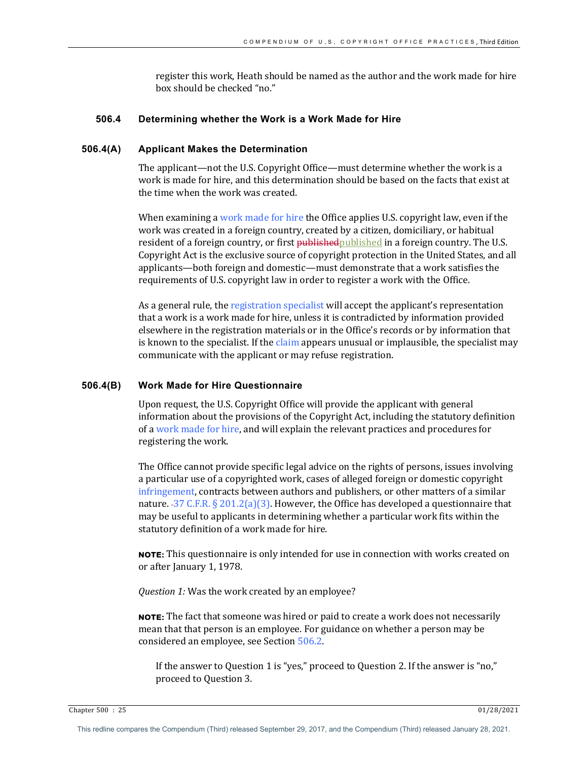register this work, Heath should be named as the author and the work made for hire box should be checked "no."

### 506.4 Determining whether the Work is a Work Made for Hire

#### 506.4(A) Applicant Makes the Determination

The applicant—not the U.S. Copyright Office—must determine whether the work is a work is made for hire, and this determination should be based on the facts that exist at the time when the work was created.

When examining a work made for hire the Office applies U.S. copyright law, even if the work was created in a foreign country, created by a citizen, domiciliary, or habitual resident of a foreign country, or first ~~published~~published in a foreign country. The U.S. Copyright Act is the exclusive source of copyright protection in the United States, and all applicants—both foreign and domestic—must demonstrate that a work satisfies the requirements of U.S. copyright law in order to register a work with the Office.

As a general rule, the registration specialist will accept the applicant's representation that a work is a work made for hire, unless it is contradicted by information provided elsewhere in the registration materials or in the Office's records or by information that is known to the specialist. If the claim appears unusual or implausible, the specialist may communicate with the applicant or may refuse registration.

#### 506.4(B) Work Made for Hire Questionnaire

Upon request, the U.S. Copyright Office will provide the applicant with general information about the provisions of the Copyright Act, including the statutory definition of a work made for hire, and will explain the relevant practices and procedures for registering the work.

The Office cannot provide specific legal advice on the rights of persons, issues involving a particular use of a copyrighted work, cases of alleged foreign or domestic copyright infringement, contracts between authors and publishers, or other matters of a similar nature. 37 C.F.R. § 201.2(a)(3). However, the Office has developed a questionnaire that may be useful to applicants in determining whether a particular work fits within the statutory definition of a work made for hire.

**NOTE:** This questionnaire is only intended for use in connection with works created on or after January 1, 1978.

*Question 1:* Was the work created by an employee?

**NOTE:** The fact that someone was hired or paid to create a work does not necessarily mean that that person is an employee. For guidance on whether a person may be considered an employee, see Section 506.2.

If the answer to Question 1 is "yes," proceed to Question 2. If the answer is "no," proceed to Question 3.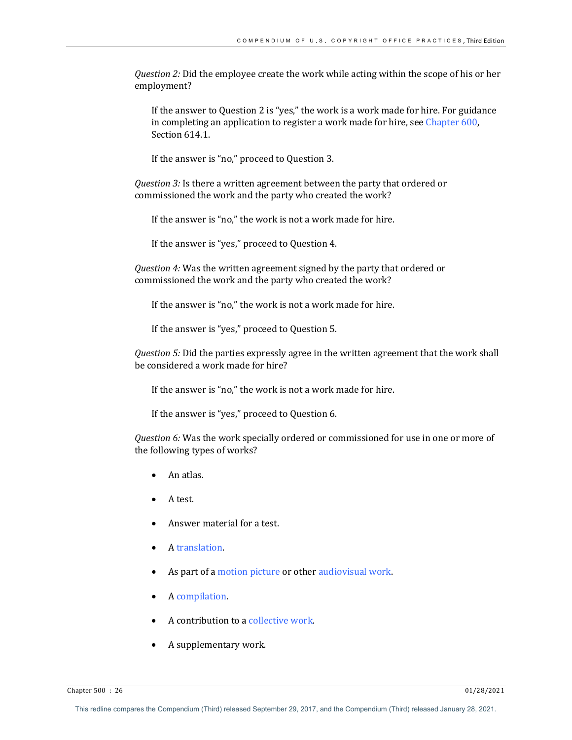*Question 2:* Did the employee create the work while acting within the scope of his or her employment?

> If the answer to Question 2 is "yes," the work is a work made for hire. For guidance in completing an application to register a work made for hire, see Chapter 600, Section 614.1.
>
> If the answer is "no," proceed to Question 3.

*Question 3:* Is there a written agreement between the party that ordered or commissioned the work and the party who created the work?

> If the answer is "no," the work is not a work made for hire.
>
> If the answer is "yes," proceed to Question 4.

*Question 4:* Was the written agreement signed by the party that ordered or commissioned the work and the party who created the work?

> If the answer is "no," the work is not a work made for hire.
>
> If the answer is "yes," proceed to Question 5.

*Question 5:* Did the parties expressly agree in the written agreement that the work shall be considered a work made for hire?

> If the answer is "no," the work is not a work made for hire.
>
> If the answer is "yes," proceed to Question 6.

*Question 6:* Was the work specially ordered or commissioned for use in one or more of the following types of works?

- An atlas.
- A test.
- Answer material for a test.
- A translation.
- As part of a motion picture or other audiovisual work.
- A compilation.
- A contribution to a collective work.
- A supplementary work.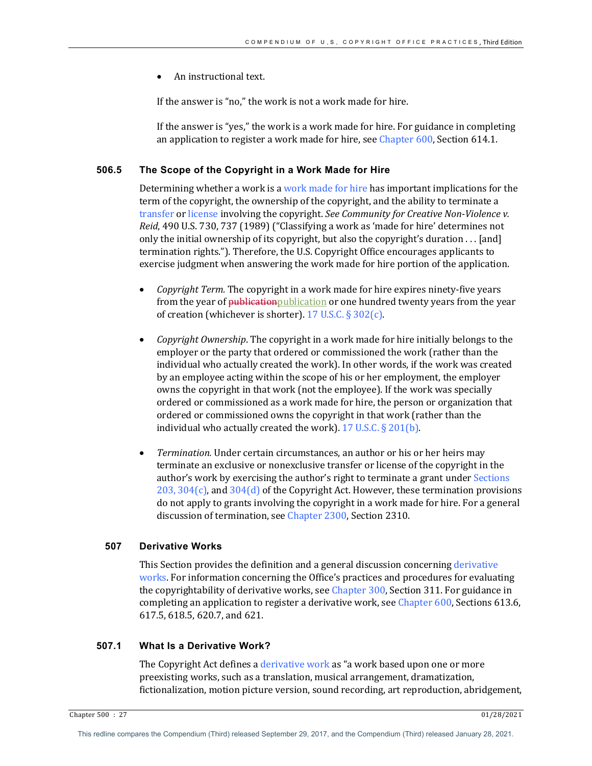- An instructional text.

If the answer is "no," the work is not a work made for hire.

If the answer is "yes," the work is a work made for hire. For guidance in completing an application to register a work made for hire, see Chapter 600, Section 614.1.

## 506.5 The Scope of the Copyright in a Work Made for Hire

Determining whether a work is a work made for hire has important implications for the term of the copyright, the ownership of the copyright, and the ability to terminate a transfer or license involving the copyright. *See Community for Creative Non-Violence v. Reid*, 490 U.S. 730, 737 (1989) ("Classifying a work as 'made for hire' determines not only the initial ownership of its copyright, but also the copyright's duration . . . [and] termination rights."). Therefore, the U.S. Copyright Office encourages applicants to exercise judgment when answering the work made for hire portion of the application.

- *Copyright Term.* The copyright in a work made for hire expires ninety-five years from the year of ~~publication~~publication or one hundred twenty years from the year of creation (whichever is shorter). 17 U.S.C. § 302(c).

- *Copyright Ownership*. The copyright in a work made for hire initially belongs to the employer or the party that ordered or commissioned the work (rather than the individual who actually created the work). In other words, if the work was created by an employee acting within the scope of his or her employment, the employer owns the copyright in that work (not the employee). If the work was specially ordered or commissioned as a work made for hire, the person or organization that ordered or commissioned owns the copyright in that work (rather than the individual who actually created the work). 17 U.S.C. § 201(b).

- *Termination.* Under certain circumstances, an author or his or her heirs may terminate an exclusive or nonexclusive transfer or license of the copyright in the author's work by exercising the author's right to terminate a grant under Sections 203, 304(c), and 304(d) of the Copyright Act. However, these termination provisions do not apply to grants involving the copyright in a work made for hire. For a general discussion of termination, see Chapter 2300, Section 2310.

## 507 Derivative Works

This Section provides the definition and a general discussion concerning derivative works. For information concerning the Office's practices and procedures for evaluating the copyrightability of derivative works, see Chapter 300, Section 311. For guidance in completing an application to register a derivative work, see Chapter 600, Sections 613.6, 617.5, 618.5, 620.7, and 621.

## 507.1 What Is a Derivative Work?

The Copyright Act defines a derivative work as "a work based upon one or more preexisting works, such as a translation, musical arrangement, dramatization, fictionalization, motion picture version, sound recording, art reproduction, abridgement,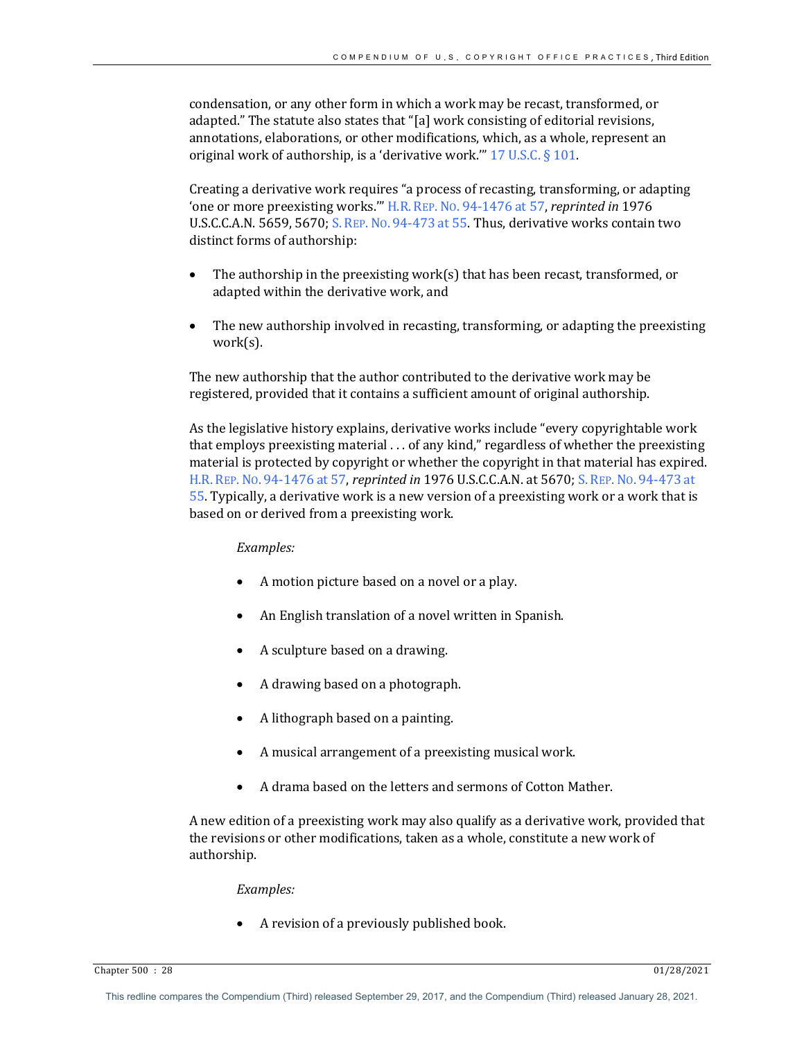condensation, or any other form in which a work may be recast, transformed, or adapted." The statute also states that "[a] work consisting of editorial revisions, annotations, elaborations, or other modifications, which, as a whole, represent an original work of authorship, is a 'derivative work.'" 17 U.S.C. § 101.

Creating a derivative work requires "a process of recasting, transforming, or adapting 'one or more preexisting works.'" H.R. REP. NO. 94-1476 at 57, *reprinted in* 1976 U.S.C.C.A.N. 5659, 5670; S. REP. NO. 94-473 at 55. Thus, derivative works contain two distinct forms of authorship:

- The authorship in the preexisting work(s) that has been recast, transformed, or adapted within the derivative work, and
- The new authorship involved in recasting, transforming, or adapting the preexisting work(s).

The new authorship that the author contributed to the derivative work may be registered, provided that it contains a sufficient amount of original authorship.

As the legislative history explains, derivative works include "every copyrightable work that employs preexisting material . . . of any kind," regardless of whether the preexisting material is protected by copyright or whether the copyright in that material has expired. H.R. REP. NO. 94-1476 at 57, *reprinted in* 1976 U.S.C.C.A.N. at 5670; S. REP. NO. 94-473 at 55. Typically, a derivative work is a new version of a preexisting work or a work that is based on or derived from a preexisting work.

*Examples:*

- A motion picture based on a novel or a play.
- An English translation of a novel written in Spanish.
- A sculpture based on a drawing.
- A drawing based on a photograph.
- A lithograph based on a painting.
- A musical arrangement of a preexisting musical work.
- A drama based on the letters and sermons of Cotton Mather.

A new edition of a preexisting work may also qualify as a derivative work, provided that the revisions or other modifications, taken as a whole, constitute a new work of authorship.

*Examples:*

- A revision of a previously published book.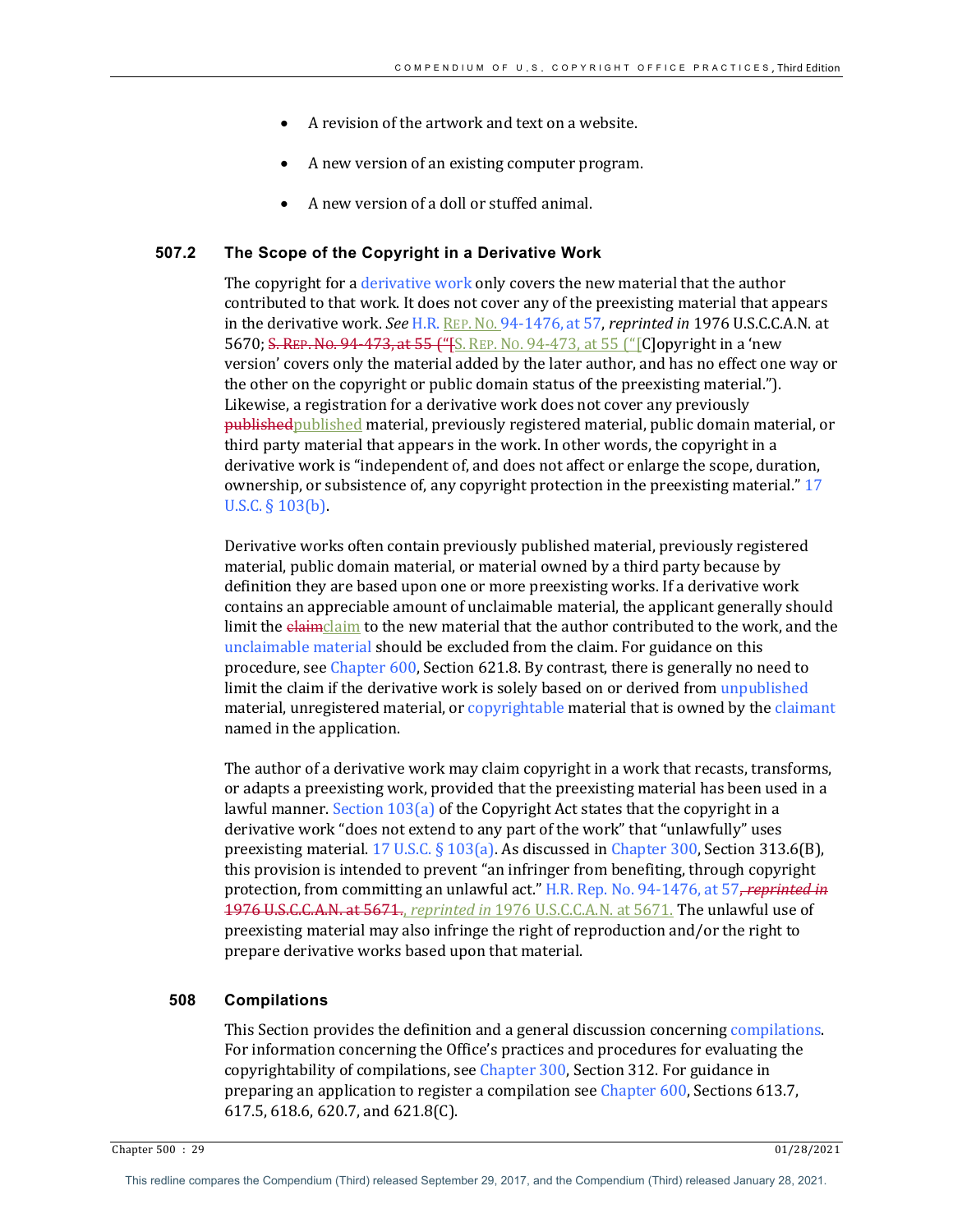- A revision of the artwork and text on a website.
- A new version of an existing computer program.
- A new version of a doll or stuffed animal.

### 507.2 The Scope of the Copyright in a Derivative Work

The copyright for a derivative work only covers the new material that the author contributed to that work. It does not cover any of the preexisting material that appears in the derivative work. *See* H.R. REP. NO. 94-1476, at 57, *reprinted in* 1976 U.S.C.C.A.N. at 5670; S. REP. NO. 94-473, at 55 ("[C]opyright in a 'new version' covers only the material added by the later author, and has no effect one way or the other on the copyright or public domain status of the preexisting material."). Likewise, a registration for a derivative work does not cover any previously published material, previously registered material, public domain material, or third party material that appears in the work. In other words, the copyright in a derivative work is "independent of, and does not affect or enlarge the scope, duration, ownership, or subsistence of, any copyright protection in the preexisting material." 17 U.S.C. § 103(b).

Derivative works often contain previously published material, previously registered material, public domain material, or material owned by a third party because by definition they are based upon one or more preexisting works. If a derivative work contains an appreciable amount of unclaimable material, the applicant generally should limit the claim to the new material that the author contributed to the work, and the unclaimable material should be excluded from the claim. For guidance on this procedure, see Chapter 600, Section 621.8. By contrast, there is generally no need to limit the claim if the derivative work is solely based on or derived from unpublished material, unregistered material, or copyrightable material that is owned by the claimant named in the application.

The author of a derivative work may claim copyright in a work that recasts, transforms, or adapts a preexisting work, provided that the preexisting material has been used in a lawful manner. Section 103(a) of the Copyright Act states that the copyright in a derivative work "does not extend to any part of the work" that "unlawfully" uses preexisting material. 17 U.S.C. § 103(a). As discussed in Chapter 300, Section 313.6(B), this provision is intended to prevent "an infringer from benefiting, through copyright protection, from committing an unlawful act." H.R. Rep. No. 94-1476, at 57, *reprinted in* 1976 U.S.C.C.A.N. at 5671. The unlawful use of preexisting material may also infringe the right of reproduction and/or the right to prepare derivative works based upon that material.

## 508 Compilations

This Section provides the definition and a general discussion concerning compilations. For information concerning the Office's practices and procedures for evaluating the copyrightability of compilations, see Chapter 300, Section 312. For guidance in preparing an application to register a compilation see Chapter 600, Sections 613.7, 617.5, 618.6, 620.7, and 621.8(C).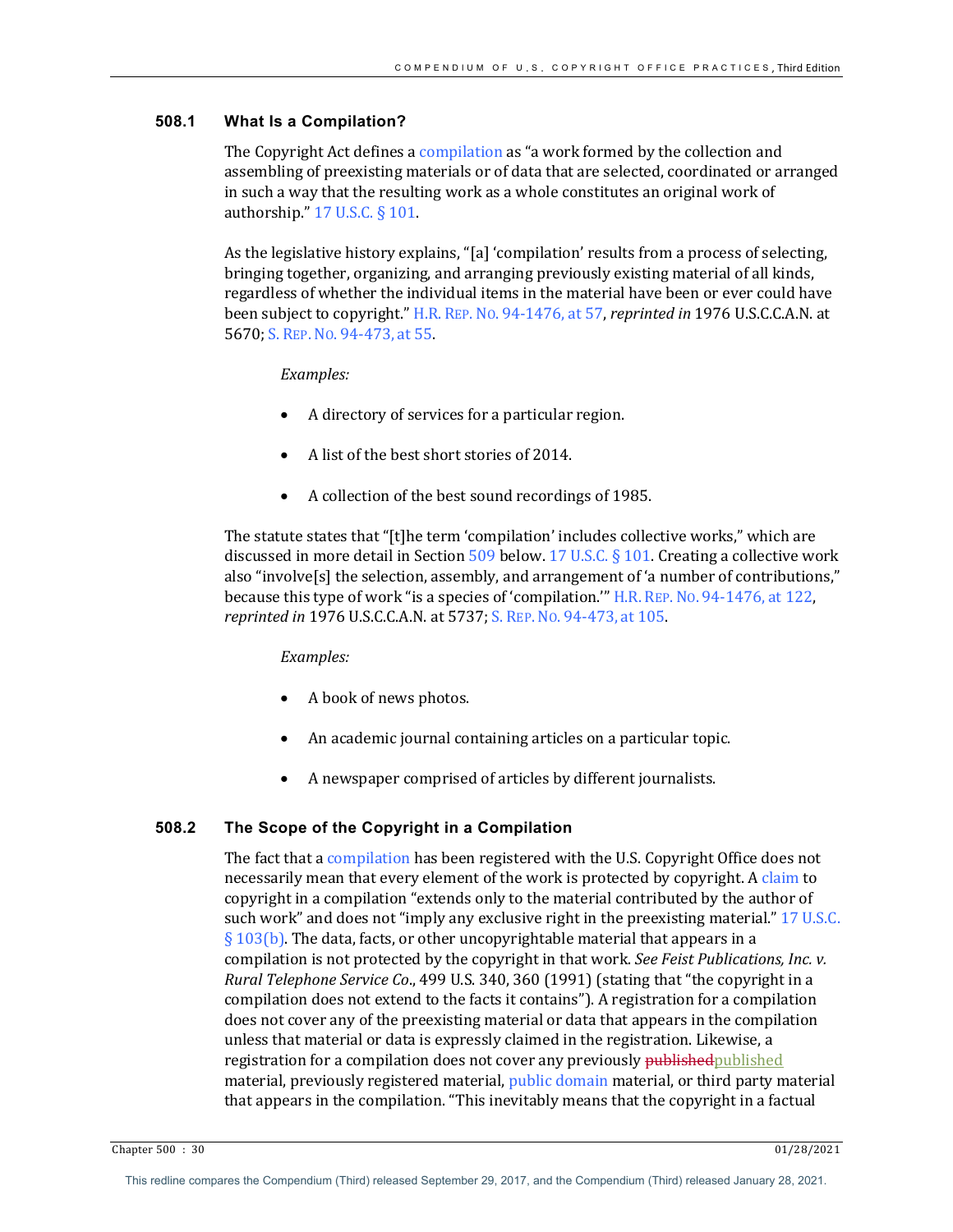## 508.1 What Is a Compilation?

The Copyright Act defines a compilation as "a work formed by the collection and assembling of preexisting materials or of data that are selected, coordinated or arranged in such a way that the resulting work as a whole constitutes an original work of authorship." 17 U.S.C. § 101.

As the legislative history explains, "[a] 'compilation' results from a process of selecting, bringing together, organizing, and arranging previously existing material of all kinds, regardless of whether the individual items in the material have been or ever could have been subject to copyright." H.R. REP. NO. 94-1476, at 57, *reprinted in* 1976 U.S.C.C.A.N. at 5670; S. REP. NO. 94-473, at 55.

*Examples:*

- A directory of services for a particular region.
- A list of the best short stories of 2014.
- A collection of the best sound recordings of 1985.

The statute states that "[t]he term 'compilation' includes collective works," which are discussed in more detail in Section 509 below. 17 U.S.C. § 101. Creating a collective work also "involve[s] the selection, assembly, and arrangement of 'a number of contributions,'" because this type of work "is a species of 'compilation.'" H.R. REP. NO. 94-1476, at 122, *reprinted in* 1976 U.S.C.C.A.N. at 5737; S. REP. NO. 94-473, at 105.

*Examples:*

- A book of news photos.
- An academic journal containing articles on a particular topic.
- A newspaper comprised of articles by different journalists.

## 508.2 The Scope of the Copyright in a Compilation

The fact that a compilation has been registered with the U.S. Copyright Office does not necessarily mean that every element of the work is protected by copyright. A claim to copyright in a compilation "extends only to the material contributed by the author of such work" and does not "imply any exclusive right in the preexisting material." 17 U.S.C. § 103(b). The data, facts, or other uncopyrightable material that appears in a compilation is not protected by the copyright in that work. *See Feist Publications, Inc. v. Rural Telephone Service Co*., 499 U.S. 340, 360 (1991) (stating that "the copyright in a compilation does not extend to the facts it contains"). A registration for a compilation does not cover any of the preexisting material or data that appears in the compilation unless that material or data is expressly claimed in the registration. Likewise, a registration for a compilation does not cover any previously ~~published~~published material, previously registered material, public domain material, or third party material that appears in the compilation. "This inevitably means that the copyright in a factual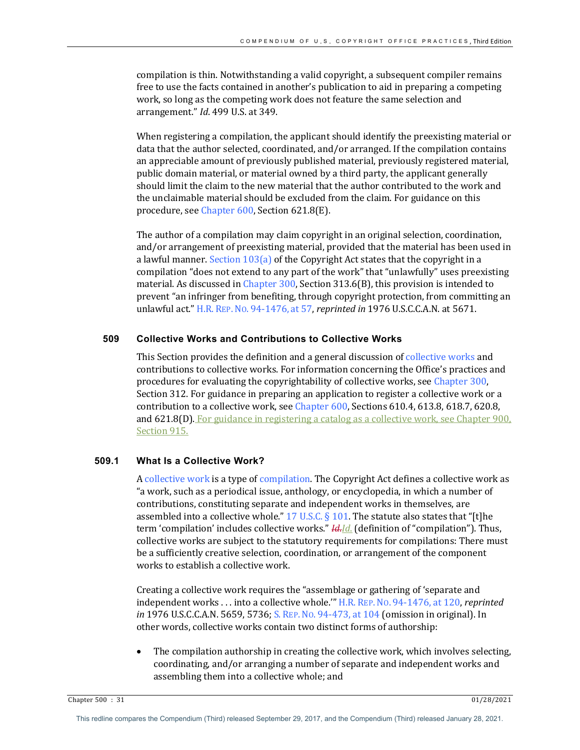compilation is thin. Notwithstanding a valid copyright, a subsequent compiler remains free to use the facts contained in another's publication to aid in preparing a competing work, so long as the competing work does not feature the same selection and arrangement." *Id*. 499 U.S. at 349.

When registering a compilation, the applicant should identify the preexisting material or data that the author selected, coordinated, and/or arranged. If the compilation contains an appreciable amount of previously published material, previously registered material, public domain material, or material owned by a third party, the applicant generally should limit the claim to the new material that the author contributed to the work and the unclaimable material should be excluded from the claim. For guidance on this procedure, see Chapter 600, Section 621.8(E).

The author of a compilation may claim copyright in an original selection, coordination, and/or arrangement of preexisting material, provided that the material has been used in a lawful manner. Section 103(a) of the Copyright Act states that the copyright in a compilation "does not extend to any part of the work" that "unlawfully" uses preexisting material. As discussed in Chapter 300, Section 313.6(B), this provision is intended to prevent "an infringer from benefiting, through copyright protection, from committing an unlawful act." H.R. REP. NO. 94-1476, at 57, *reprinted in* 1976 U.S.C.C.A.N. at 5671.

## 509 Collective Works and Contributions to Collective Works

This Section provides the definition and a general discussion of collective works and contributions to collective works. For information concerning the Office's practices and procedures for evaluating the copyrightability of collective works, see Chapter 300, Section 312. For guidance in preparing an application to register a collective work or a contribution to a collective work, see Chapter 600, Sections 610.4, 613.8, 618.7, 620.8, and 621.8(D). For guidance in registering a catalog as a collective work, see Chapter 900, Section 915.

### 509.1 What Is a Collective Work?

A collective work is a type of compilation. The Copyright Act defines a collective work as "a work, such as a periodical issue, anthology, or encyclopedia, in which a number of contributions, constituting separate and independent works in themselves, are assembled into a collective whole." 17 U.S.C. § 101. The statute also states that "[t]he term 'compilation' includes collective works." ~~*Id*.~~*Id.* (definition of "compilation"). Thus, collective works are subject to the statutory requirements for compilations: There must be a sufficiently creative selection, coordination, or arrangement of the component works to establish a collective work.

Creating a collective work requires the "assemblage or gathering of 'separate and independent works . . . into a collective whole.'" H.R. REP. NO. 94-1476, at 120, *reprinted in* 1976 U.S.C.C.A.N. 5659, 5736; S. REP. NO. 94-473, at 104 (omission in original). In other words, collective works contain two distinct forms of authorship:

- The compilation authorship in creating the collective work, which involves selecting, coordinating, and/or arranging a number of separate and independent works and assembling them into a collective whole; and

This redline compares the Compendium (Third) released September 29, 2017, and the Compendium (Third) released January 28, 2021.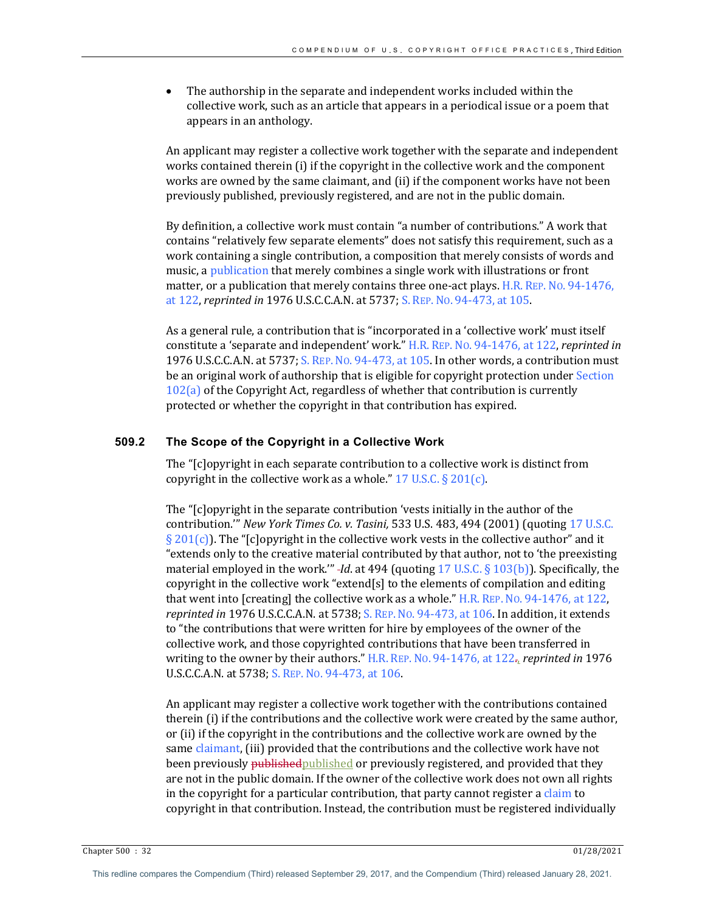- The authorship in the separate and independent works included within the collective work, such as an article that appears in a periodical issue or a poem that appears in an anthology.

An applicant may register a collective work together with the separate and independent works contained therein (i) if the copyright in the collective work and the component works are owned by the same claimant, and (ii) if the component works have not been previously published, previously registered, and are not in the public domain.

By definition, a collective work must contain "a number of contributions." A work that contains "relatively few separate elements" does not satisfy this requirement, such as a work containing a single contribution, a composition that merely consists of words and music, a publication that merely combines a single work with illustrations or front matter, or a publication that merely contains three one-act plays. H.R. REP. NO. 94-1476, at 122, *reprinted in* 1976 U.S.C.C.A.N. at 5737; S. REP. NO. 94-473, at 105.

As a general rule, a contribution that is "incorporated in a 'collective work' must itself constitute a 'separate and independent' work." H.R. REP. NO. 94-1476, at 122, *reprinted in* 1976 U.S.C.C.A.N. at 5737; S. REP. NO. 94-473, at 105. In other words, a contribution must be an original work of authorship that is eligible for copyright protection under Section 102(a) of the Copyright Act, regardless of whether that contribution is currently protected or whether the copyright in that contribution has expired.

### 509.2 The Scope of the Copyright in a Collective Work

The "[c]opyright in each separate contribution to a collective work is distinct from copyright in the collective work as a whole." 17 U.S.C. § 201(c).

The "[c]opyright in the separate contribution 'vests initially in the author of the contribution.'" *New York Times Co. v. Tasini,* 533 U.S. 483, 494 (2001) (quoting 17 U.S.C. § 201(c)). The "[c]opyright in the collective work vests in the collective author" and it "extends only to the creative material contributed by that author, not to 'the preexisting material employed in the work.'" *Id*. at 494 (quoting 17 U.S.C. § 103(b)). Specifically, the copyright in the collective work "extend[s] to the elements of compilation and editing that went into [creating] the collective work as a whole." H.R. REP. NO. 94-1476, at 122, *reprinted in* 1976 U.S.C.C.A.N. at 5738; S. REP. NO. 94-473, at 106. In addition, it extends to "the contributions that were written for hire by employees of the owner of the collective work, and those copyrighted contributions that have been transferred in writing to the owner by their authors." H.R. REP. NO. 94-1476, at 122, *reprinted in* 1976 U.S.C.C.A.N. at 5738; S. REP. NO. 94-473, at 106.

An applicant may register a collective work together with the contributions contained therein (i) if the contributions and the collective work were created by the same author, or (ii) if the copyright in the contributions and the collective work are owned by the same claimant, (iii) provided that the contributions and the collective work have not been previously ~~published~~published or previously registered, and provided that they are not in the public domain. If the owner of the collective work does not own all rights in the copyright for a particular contribution, that party cannot register a claim to copyright in that contribution. Instead, the contribution must be registered individually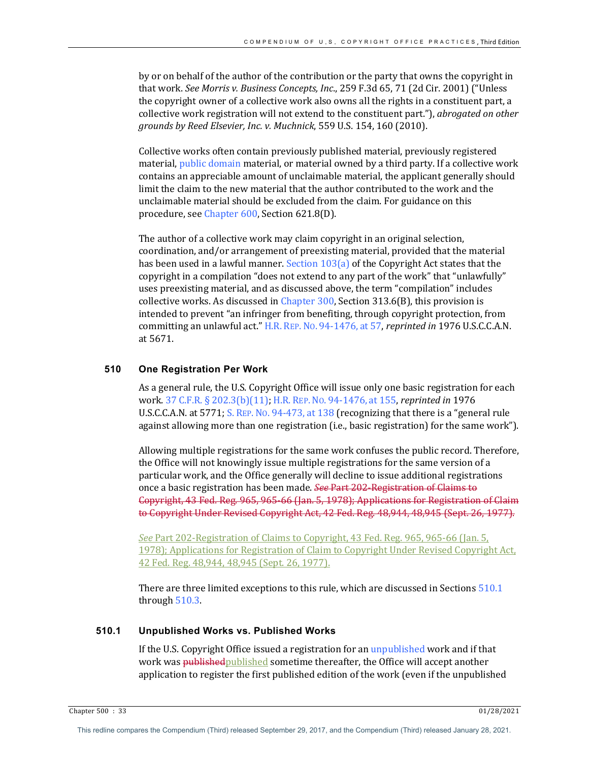by or on behalf of the author of the contribution or the party that owns the copyright in that work. *See Morris v. Business Concepts, Inc*., 259 F.3d 65, 71 (2d Cir. 2001) ("Unless the copyright owner of a collective work also owns all the rights in a constituent part, a collective work registration will not extend to the constituent part."), *abrogated on other grounds by Reed Elsevier, Inc. v. Muchnick*, 559 U.S. 154, 160 (2010).

Collective works often contain previously published material, previously registered material, public domain material, or material owned by a third party. If a collective work contains an appreciable amount of unclaimable material, the applicant generally should limit the claim to the new material that the author contributed to the work and the unclaimable material should be excluded from the claim. For guidance on this procedure, see Chapter 600, Section 621.8(D).

The author of a collective work may claim copyright in an original selection, coordination, and/or arrangement of preexisting material, provided that the material has been used in a lawful manner. Section 103(a) of the Copyright Act states that the copyright in a compilation "does not extend to any part of the work" that "unlawfully" uses preexisting material, and as discussed above, the term "compilation" includes collective works. As discussed in Chapter 300, Section 313.6(B), this provision is intended to prevent "an infringer from benefiting, through copyright protection, from committing an unlawful act." H.R. REP. NO. 94-1476, at 57, *reprinted in* 1976 U.S.C.C.A.N. at 5671.

## 510 One Registration Per Work

As a general rule, the U.S. Copyright Office will issue only one basic registration for each work. 37 C.F.R. § 202.3(b)(11); H.R. REP. NO. 94-1476, at 155, *reprinted in* 1976 U.S.C.C.A.N. at 5771; S. REP. NO. 94-473, at 138 (recognizing that there is a "general rule against allowing more than one registration (i.e., basic registration) for the same work").

Allowing multiple registrations for the same work confuses the public record. Therefore, the Office will not knowingly issue multiple registrations for the same version of a particular work, and the Office generally will decline to issue additional registrations once a basic registration has been made. ~~*See* Part 202-Registration of Claims to Copyright, 43 Fed. Reg. 965, 965-66 (Jan. 5, 1978); Applications for Registration of Claim to Copyright Under Revised Copyright Act, 42 Fed. Reg. 48,944, 48,945 (Sept. 26, 1977).~~

*See* Part 202-Registration of Claims to Copyright, 43 Fed. Reg. 965, 965-66 (Jan. 5, 1978); Applications for Registration of Claim to Copyright Under Revised Copyright Act, 42 Fed. Reg. 48,944, 48,945 (Sept. 26, 1977).

There are three limited exceptions to this rule, which are discussed in Sections 510.1 through 510.3.

### 510.1 Unpublished Works vs. Published Works

If the U.S. Copyright Office issued a registration for an unpublished work and if that work was ~~published~~published sometime thereafter, the Office will accept another application to register the first published edition of the work (even if the unpublished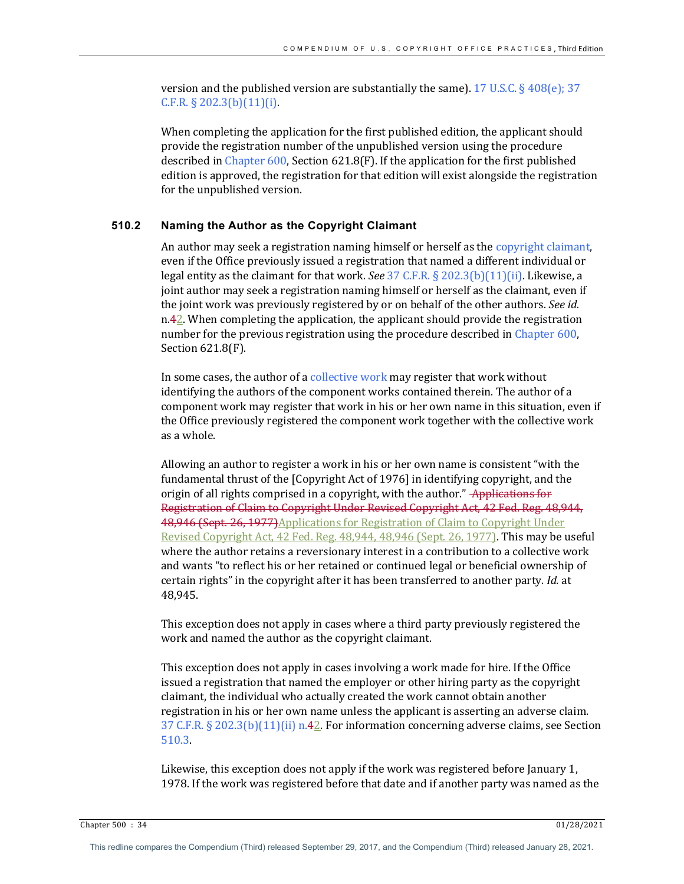version and the published version are substantially the same). 17 U.S.C. § 408(e); 37 C.F.R. § 202.3(b)(11)(i).

When completing the application for the first published edition, the applicant should provide the registration number of the unpublished version using the procedure described in Chapter 600, Section 621.8(F). If the application for the first published edition is approved, the registration for that edition will exist alongside the registration for the unpublished version.

### 510.2 Naming the Author as the Copyright Claimant

An author may seek a registration naming himself or herself as the copyright claimant, even if the Office previously issued a registration that named a different individual or legal entity as the claimant for that work. *See* 37 C.F.R. § 202.3(b)(11)(ii). Likewise, a joint author may seek a registration naming himself or herself as the claimant, even if the joint work was previously registered by or on behalf of the other authors. *See id.* n.~~4~~2. When completing the application, the applicant should provide the registration number for the previous registration using the procedure described in Chapter 600, Section 621.8(F).

In some cases, the author of a collective work may register that work without identifying the authors of the component works contained therein. The author of a component work may register that work in his or her own name in this situation, even if the Office previously registered the component work together with the collective work as a whole.

Allowing an author to register a work in his or her own name is consistent "with the fundamental thrust of the [Copyright Act of 1976] in identifying copyright, and the origin of all rights comprised in a copyright, with the author." ~~Applications for Registration of Claim to Copyright Under Revised Copyright Act, 42 Fed. Reg. 48,944, 48,946 (Sept. 26, 1977)~~Applications for Registration of Claim to Copyright Under Revised Copyright Act, 42 Fed. Reg. 48,944, 48,946 (Sept. 26, 1977). This may be useful where the author retains a reversionary interest in a contribution to a collective work and wants "to reflect his or her retained or continued legal or beneficial ownership of certain rights" in the copyright after it has been transferred to another party. *Id.* at 48,945.

This exception does not apply in cases where a third party previously registered the work and named the author as the copyright claimant.

This exception does not apply in cases involving a work made for hire. If the Office issued a registration that named the employer or other hiring party as the copyright claimant, the individual who actually created the work cannot obtain another registration in his or her own name unless the applicant is asserting an adverse claim. 37 C.F.R. § 202.3(b)(11)(ii) n.~~4~~2. For information concerning adverse claims, see Section 510.3.

Likewise, this exception does not apply if the work was registered before January 1, 1978. If the work was registered before that date and if another party was named as the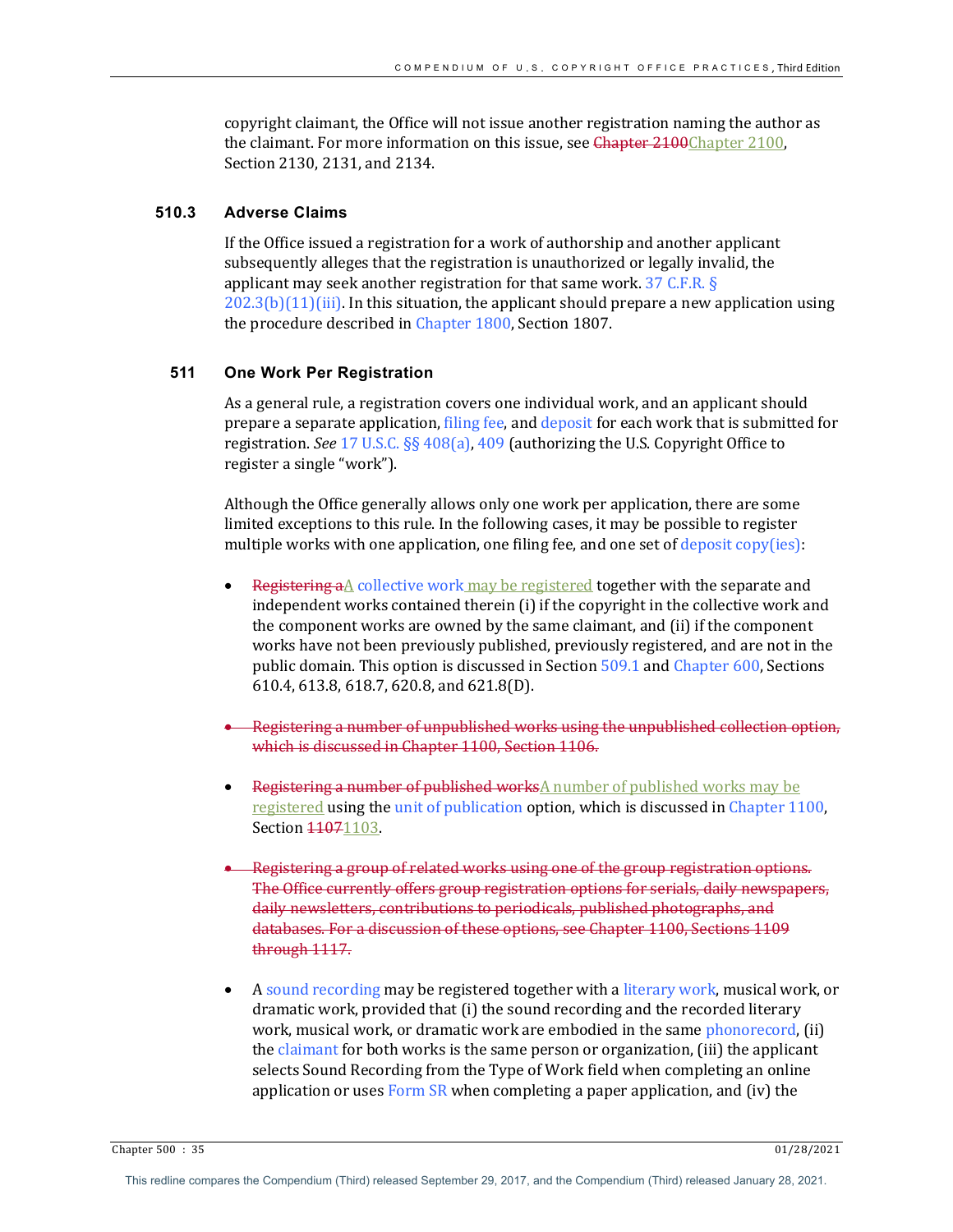copyright claimant, the Office will not issue another registration naming the author as the claimant. For more information on this issue, see ~~Chapter 2100~~Chapter 2100, Section 2130, 2131, and 2134.

### 510.3 Adverse Claims

If the Office issued a registration for a work of authorship and another applicant subsequently alleges that the registration is unauthorized or legally invalid, the applicant may seek another registration for that same work. 37 C.F.R. § 202.3(b)(11)(iii). In this situation, the applicant should prepare a new application using the procedure described in Chapter 1800, Section 1807.

## 511 One Work Per Registration

As a general rule, a registration covers one individual work, and an applicant should prepare a separate application, filing fee, and deposit for each work that is submitted for registration. *See* 17 U.S.C. §§ 408(a), 409 (authorizing the U.S. Copyright Office to register a single "work").

Although the Office generally allows only one work per application, there are some limited exceptions to this rule. In the following cases, it may be possible to register multiple works with one application, one filing fee, and one set of deposit copy(ies):

- ~~Registering a~~A collective work may be registered together with the separate and independent works contained therein (i) if the copyright in the collective work and the component works are owned by the same claimant, and (ii) if the component works have not been previously published, previously registered, and are not in the public domain. This option is discussed in Section 509.1 and Chapter 600, Sections 610.4, 613.8, 618.7, 620.8, and 621.8(D).

- ~~Registering a number of unpublished works using the unpublished collection option, which is discussed in Chapter 1100, Section 1106.~~

- ~~Registering a number of published works~~A number of published works may be registered using the unit of publication option, which is discussed in Chapter 1100, Section ~~1107~~1103.

- ~~Registering a group of related works using one of the group registration options. The Office currently offers group registration options for serials, daily newspapers, daily newsletters, contributions to periodicals, published photographs, and databases. For a discussion of these options, see Chapter 1100, Sections 1109 through 1117.~~

- A sound recording may be registered together with a literary work, musical work, or dramatic work, provided that (i) the sound recording and the recorded literary work, musical work, or dramatic work are embodied in the same phonorecord, (ii) the claimant for both works is the same person or organization, (iii) the applicant selects Sound Recording from the Type of Work field when completing an online application or uses Form SR when completing a paper application, and (iv) the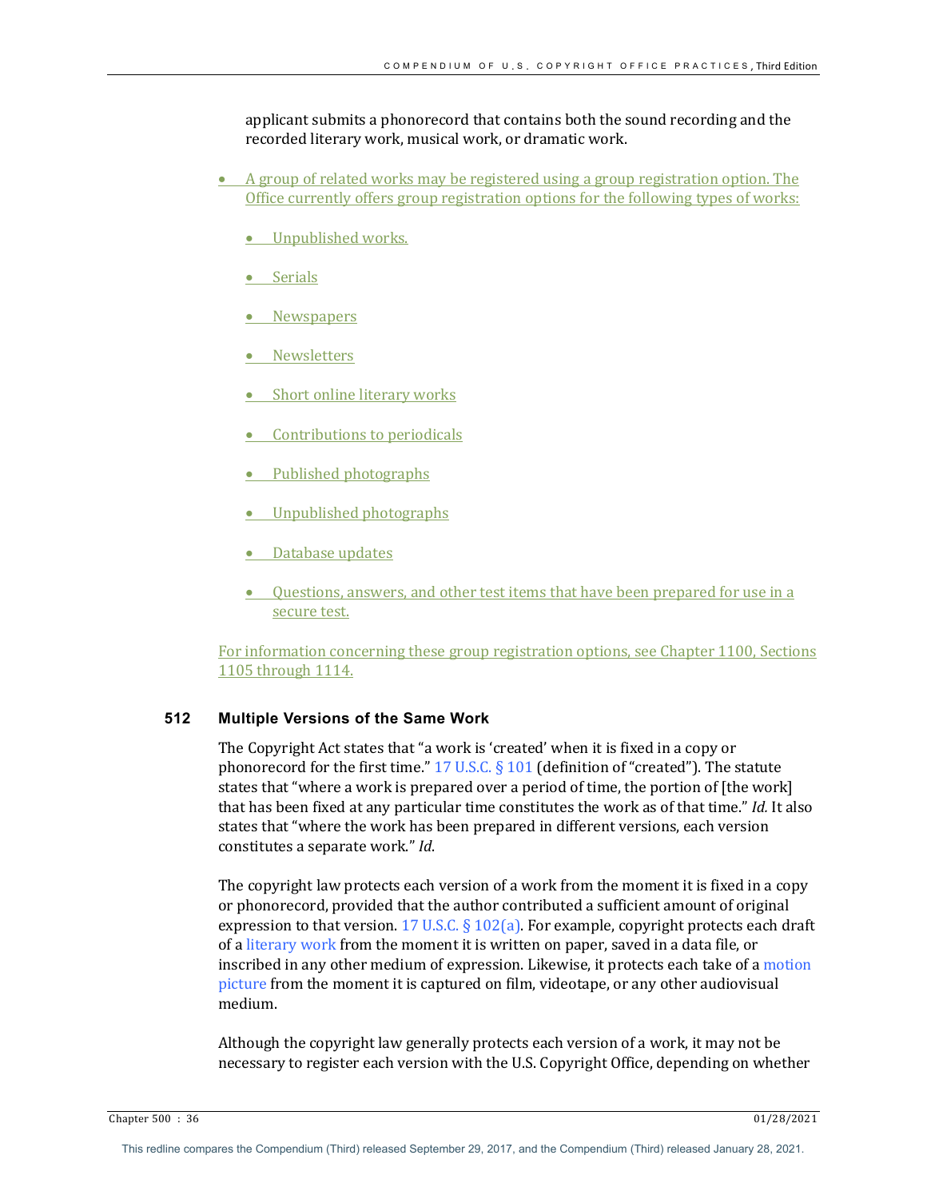applicant submits a phonorecord that contains both the sound recording and the recorded literary work, musical work, or dramatic work.

- A group of related works may be registered using a group registration option. The Office currently offers group registration options for the following types of works:
  - Unpublished works.
  - Serials
  - Newspapers
  - Newsletters
  - Short online literary works
  - Contributions to periodicals
  - Published photographs
  - Unpublished photographs
  - Database updates
  - Questions, answers, and other test items that have been prepared for use in a secure test.

For information concerning these group registration options, see Chapter 1100, Sections 1105 through 1114.

## 512 Multiple Versions of the Same Work

The Copyright Act states that "a work is 'created' when it is fixed in a copy or phonorecord for the first time." 17 U.S.C. § 101 (definition of "created"). The statute states that "where a work is prepared over a period of time, the portion of [the work] that has been fixed at any particular time constitutes the work as of that time." *Id.* It also states that "where the work has been prepared in different versions, each version constitutes a separate work." *Id*.

The copyright law protects each version of a work from the moment it is fixed in a copy or phonorecord, provided that the author contributed a sufficient amount of original expression to that version. 17 U.S.C. § 102(a). For example, copyright protects each draft of a literary work from the moment it is written on paper, saved in a data file, or inscribed in any other medium of expression. Likewise, it protects each take of a motion picture from the moment it is captured on film, videotape, or any other audiovisual medium.

Although the copyright law generally protects each version of a work, it may not be necessary to register each version with the U.S. Copyright Office, depending on whether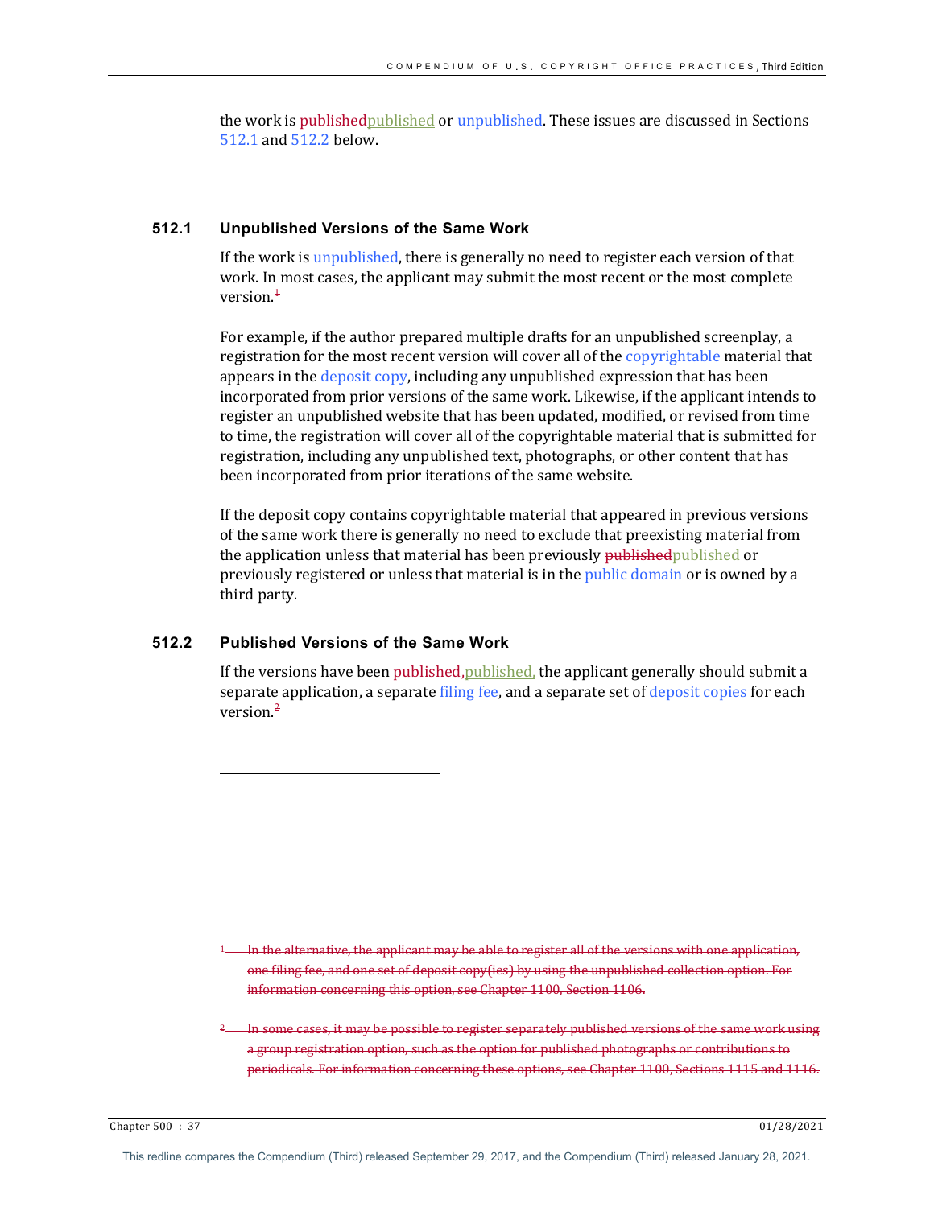the work is ~~published~~published or unpublished. These issues are discussed in Sections 512.1 and 512.2 below.

### 512.1 Unpublished Versions of the Same Work

If the work is unpublished, there is generally no need to register each version of that work. In most cases, the applicant may submit the most recent or the most complete version.[1]

For example, if the author prepared multiple drafts for an unpublished screenplay, a registration for the most recent version will cover all of the copyrightable material that appears in the deposit copy, including any unpublished expression that has been incorporated from prior versions of the same work. Likewise, if the applicant intends to register an unpublished website that has been updated, modified, or revised from time to time, the registration will cover all of the copyrightable material that is submitted for registration, including any unpublished text, photographs, or other content that has been incorporated from prior iterations of the same website.

If the deposit copy contains copyrightable material that appeared in previous versions of the same work there is generally no need to exclude that preexisting material from the application unless that material has been previously ~~published~~published or previously registered or unless that material is in the public domain or is owned by a third party.

### 512.2 Published Versions of the Same Work

If the versions have been ~~published,~~published, the applicant generally should submit a separate application, a separate filing fee, and a separate set of deposit copies for each version.[2]

---

~~[1] In the alternative, the applicant may be able to register all of the versions with one application, one filing fee, and one set of deposit copy(ies) by using the unpublished collection option. For information concerning this option, see Chapter 1100, Section 1106.~~

~~[2] In some cases, it may be possible to register separately published versions of the same work using a group registration option, such as the option for published photographs or contributions to periodicals. For information concerning these options, see Chapter 1100, Sections 1115 and 1116.~~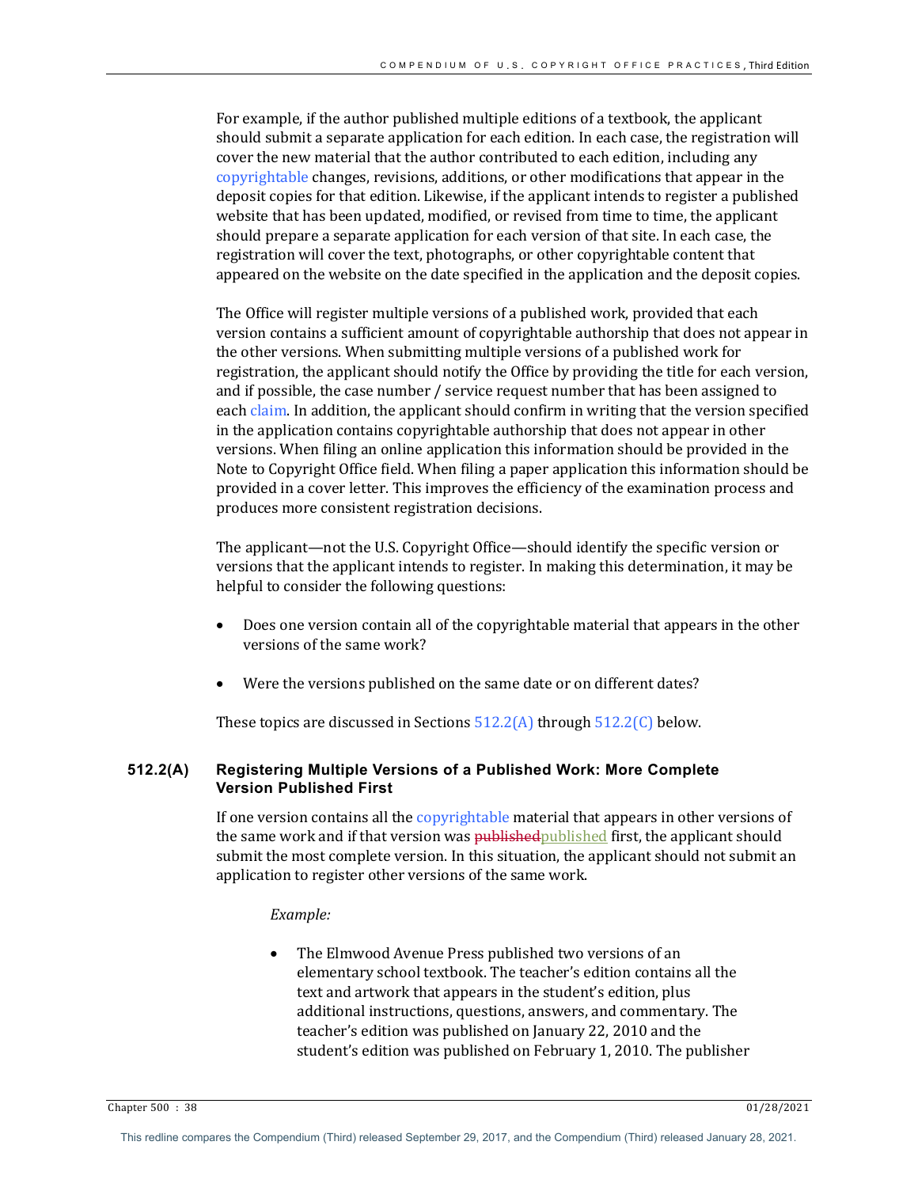For example, if the author published multiple editions of a textbook, the applicant should submit a separate application for each edition. In each case, the registration will cover the new material that the author contributed to each edition, including any copyrightable changes, revisions, additions, or other modifications that appear in the deposit copies for that edition. Likewise, if the applicant intends to register a published website that has been updated, modified, or revised from time to time, the applicant should prepare a separate application for each version of that site. In each case, the registration will cover the text, photographs, or other copyrightable content that appeared on the website on the date specified in the application and the deposit copies.

The Office will register multiple versions of a published work, provided that each version contains a sufficient amount of copyrightable authorship that does not appear in the other versions. When submitting multiple versions of a published work for registration, the applicant should notify the Office by providing the title for each version, and if possible, the case number / service request number that has been assigned to each claim. In addition, the applicant should confirm in writing that the version specified in the application contains copyrightable authorship that does not appear in other versions. When filing an online application this information should be provided in the Note to Copyright Office field. When filing a paper application this information should be provided in a cover letter. This improves the efficiency of the examination process and produces more consistent registration decisions.

The applicant—not the U.S. Copyright Office—should identify the specific version or versions that the applicant intends to register. In making this determination, it may be helpful to consider the following questions:

- Does one version contain all of the copyrightable material that appears in the other versions of the same work?
- Were the versions published on the same date or on different dates?

These topics are discussed in Sections 512.2(A) through 512.2(C) below.

### 512.2(A) Registering Multiple Versions of a Published Work: More Complete Version Published First

If one version contains all the copyrightable material that appears in other versions of the same work and if that version was ~~published~~published first, the applicant should submit the most complete version. In this situation, the applicant should not submit an application to register other versions of the same work.

*Example:*

- The Elmwood Avenue Press published two versions of an elementary school textbook. The teacher's edition contains all the text and artwork that appears in the student's edition, plus additional instructions, questions, answers, and commentary. The teacher's edition was published on January 22, 2010 and the student's edition was published on February 1, 2010. The publisher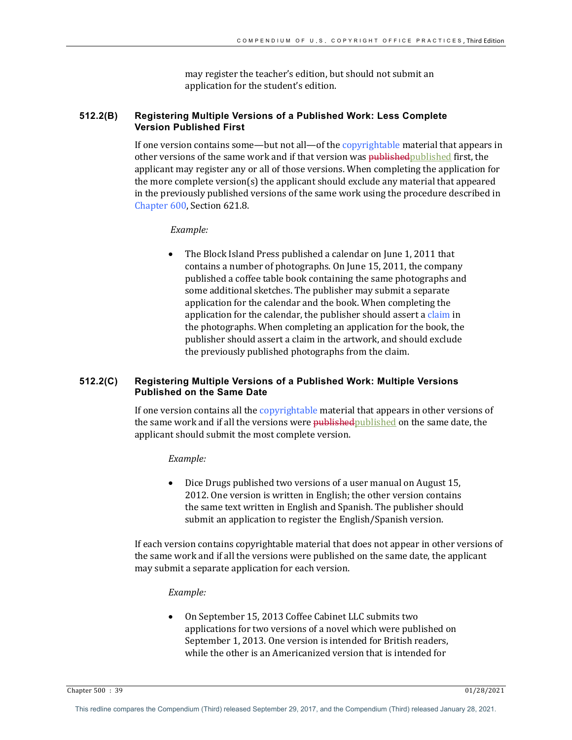may register the teacher's edition, but should not submit an application for the student's edition.

### 512.2(B) Registering Multiple Versions of a Published Work: Less Complete Version Published First

If one version contains some—but not all—of the copyrightable material that appears in other versions of the same work and if that version was ~~published~~published first, the applicant may register any or all of those versions. When completing the application for the more complete version(s) the applicant should exclude any material that appeared in the previously published versions of the same work using the procedure described in Chapter 600, Section 621.8.

*Example:*

- The Block Island Press published a calendar on June 1, 2011 that contains a number of photographs. On June 15, 2011, the company published a coffee table book containing the same photographs and some additional sketches. The publisher may submit a separate application for the calendar and the book. When completing the application for the calendar, the publisher should assert a claim in the photographs. When completing an application for the book, the publisher should assert a claim in the artwork, and should exclude the previously published photographs from the claim.

### 512.2(C) Registering Multiple Versions of a Published Work: Multiple Versions Published on the Same Date

If one version contains all the copyrightable material that appears in other versions of the same work and if all the versions were ~~published~~published on the same date, the applicant should submit the most complete version.

*Example:*

- Dice Drugs published two versions of a user manual on August 15, 2012. One version is written in English; the other version contains the same text written in English and Spanish. The publisher should submit an application to register the English/Spanish version.

If each version contains copyrightable material that does not appear in other versions of the same work and if all the versions were published on the same date, the applicant may submit a separate application for each version.

*Example:*

- On September 15, 2013 Coffee Cabinet LLC submits two applications for two versions of a novel which were published on September 1, 2013. One version is intended for British readers, while the other is an Americanized version that is intended for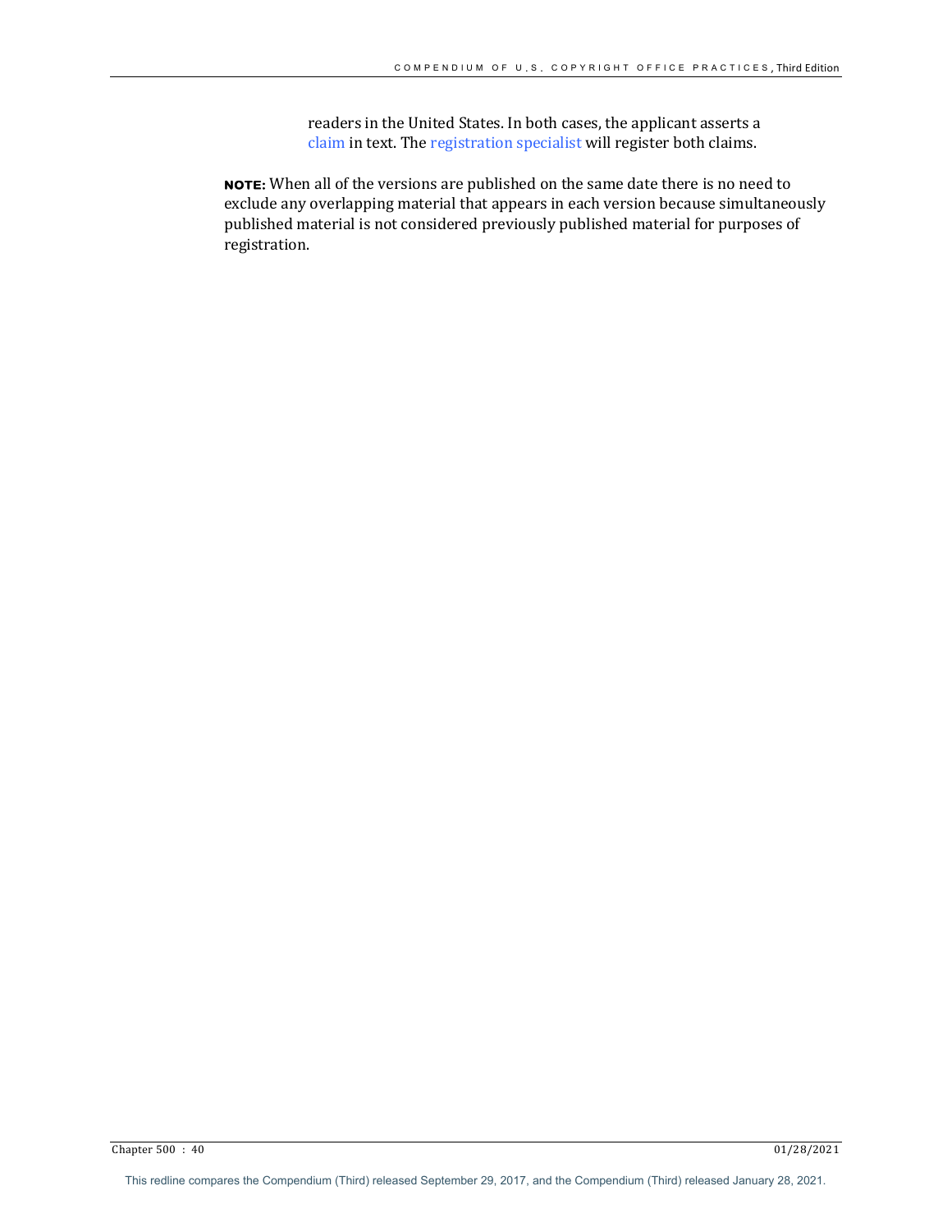readers in the United States. In both cases, the applicant asserts a claim in text. The registration specialist will register both claims.

**NOTE:** When all of the versions are published on the same date there is no need to exclude any overlapping material that appears in each version because simultaneously published material is not considered previously published material for purposes of registration.